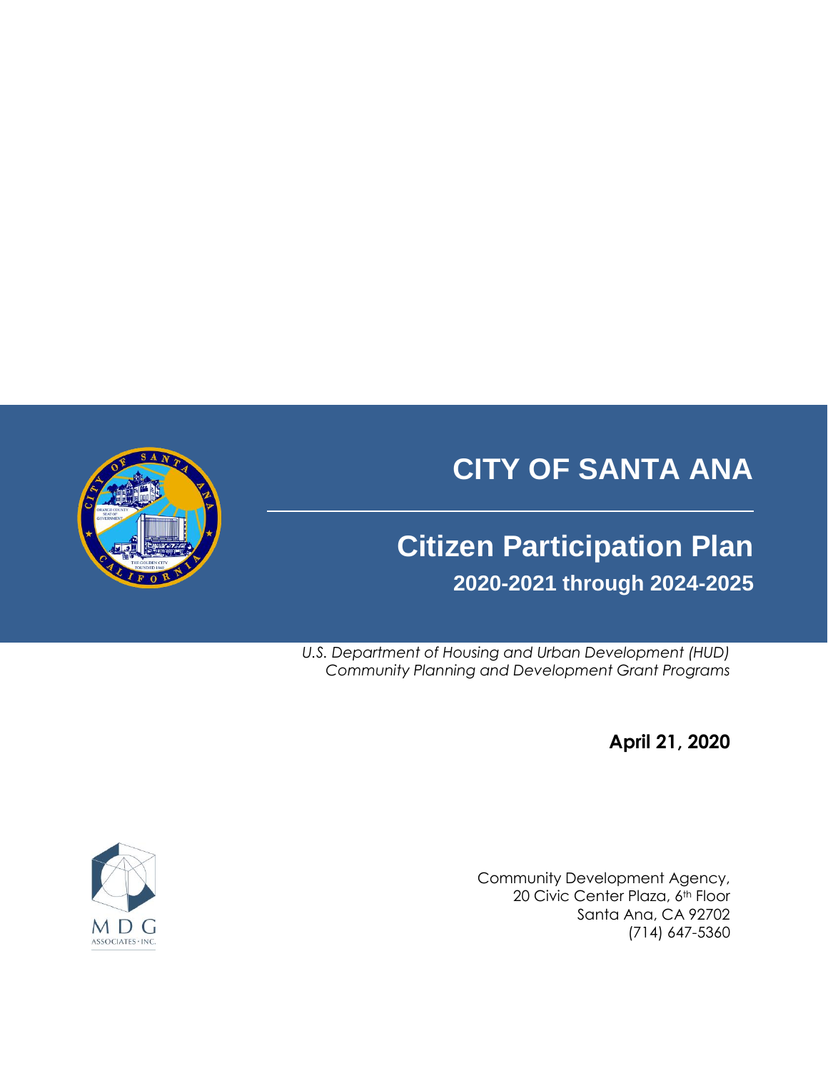# CITY OF SANTA ANA

## Citizen Participation Plan

### 2020-2021 through 2024-2025

*U.S. Department of Housing and Urban Development (HUD)*
*Community Planning and Development Grant Programs*

**April 21, 2020**

Community Development Agency,
20 Civic Center Plaza, 6th Floor
Santa Ana, CA 92702
(714) 647-5360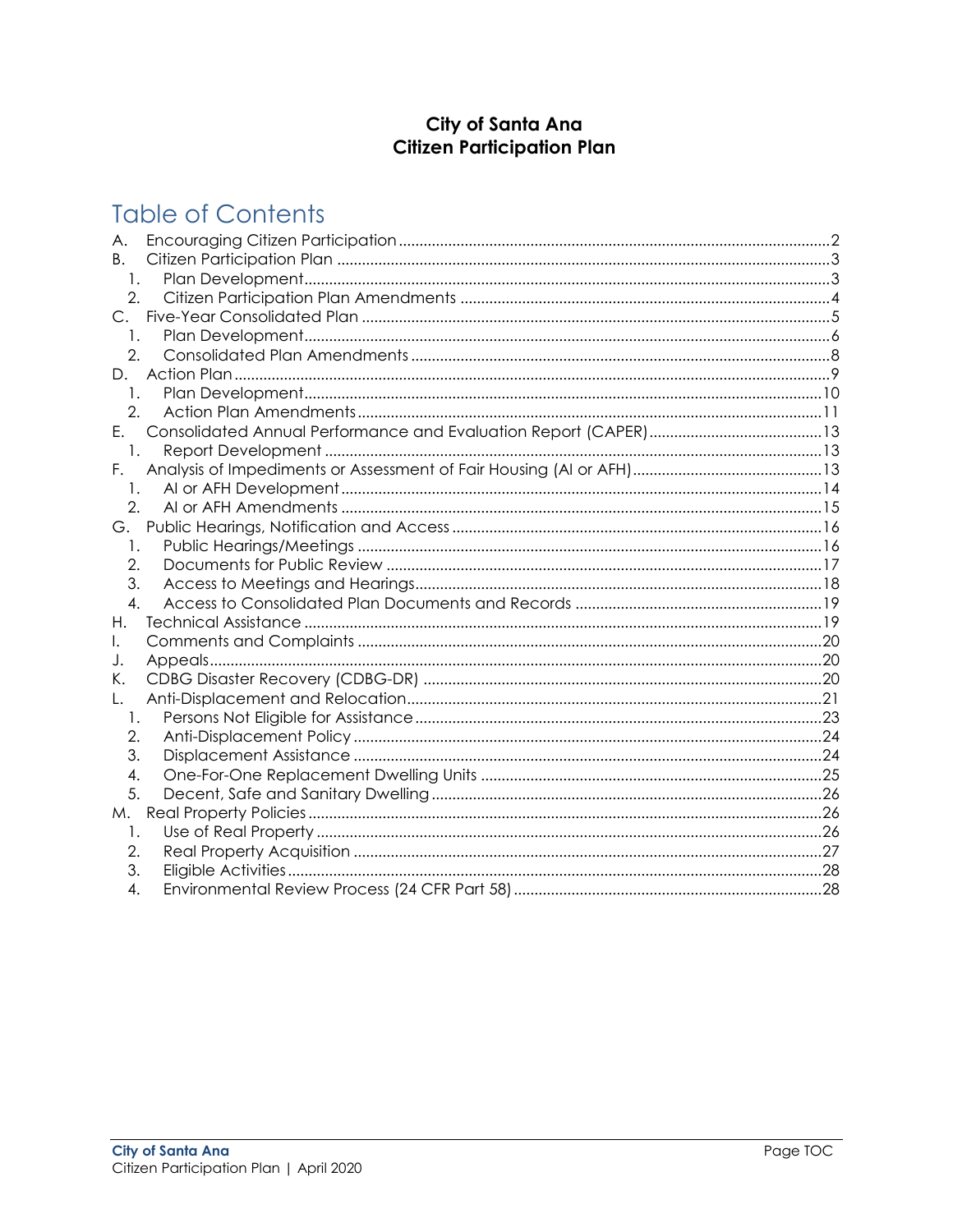**City of Santa Ana**
**Citizen Participation Plan**

# Table of Contents

- A. Encouraging Citizen Participation ... 2
- B. Citizen Participation Plan ... 3
  1. Plan Development ... 3
  2. Citizen Participation Plan Amendments ... 4
- C. Five-Year Consolidated Plan ... 5
  1. Plan Development ... 6
  2. Consolidated Plan Amendments ... 8
- D. Action Plan ... 9
  1. Plan Development ... 10
  2. Action Plan Amendments ... 11
- E. Consolidated Annual Performance and Evaluation Report (CAPER) ... 13
  1. Report Development ... 13
- F. Analysis of Impediments or Assessment of Fair Housing (AI or AFH) ... 13
  1. AI or AFH Development ... 14
  2. AI or AFH Amendments ... 15
- G. Public Hearings, Notification and Access ... 16
  1. Public Hearings/Meetings ... 16
  2. Documents for Public Review ... 17
  3. Access to Meetings and Hearings ... 18
  4. Access to Consolidated Plan Documents and Records ... 19
- H. Technical Assistance ... 19
- I. Comments and Complaints ... 20
- J. Appeals ... 20
- K. CDBG Disaster Recovery (CDBG-DR) ... 20
- L. Anti-Displacement and Relocation ... 21
  1. Persons Not Eligible for Assistance ... 23
  2. Anti-Displacement Policy ... 24
  3. Displacement Assistance ... 24
  4. One-For-One Replacement Dwelling Units ... 25
  5. Decent, Safe and Sanitary Dwelling ... 26
- M. Real Property Policies ... 26
  1. Use of Real Property ... 26
  2. Real Property Acquisition ... 27
  3. Eligible Activities ... 28
  4. Environmental Review Process (24 CFR Part 58) ... 28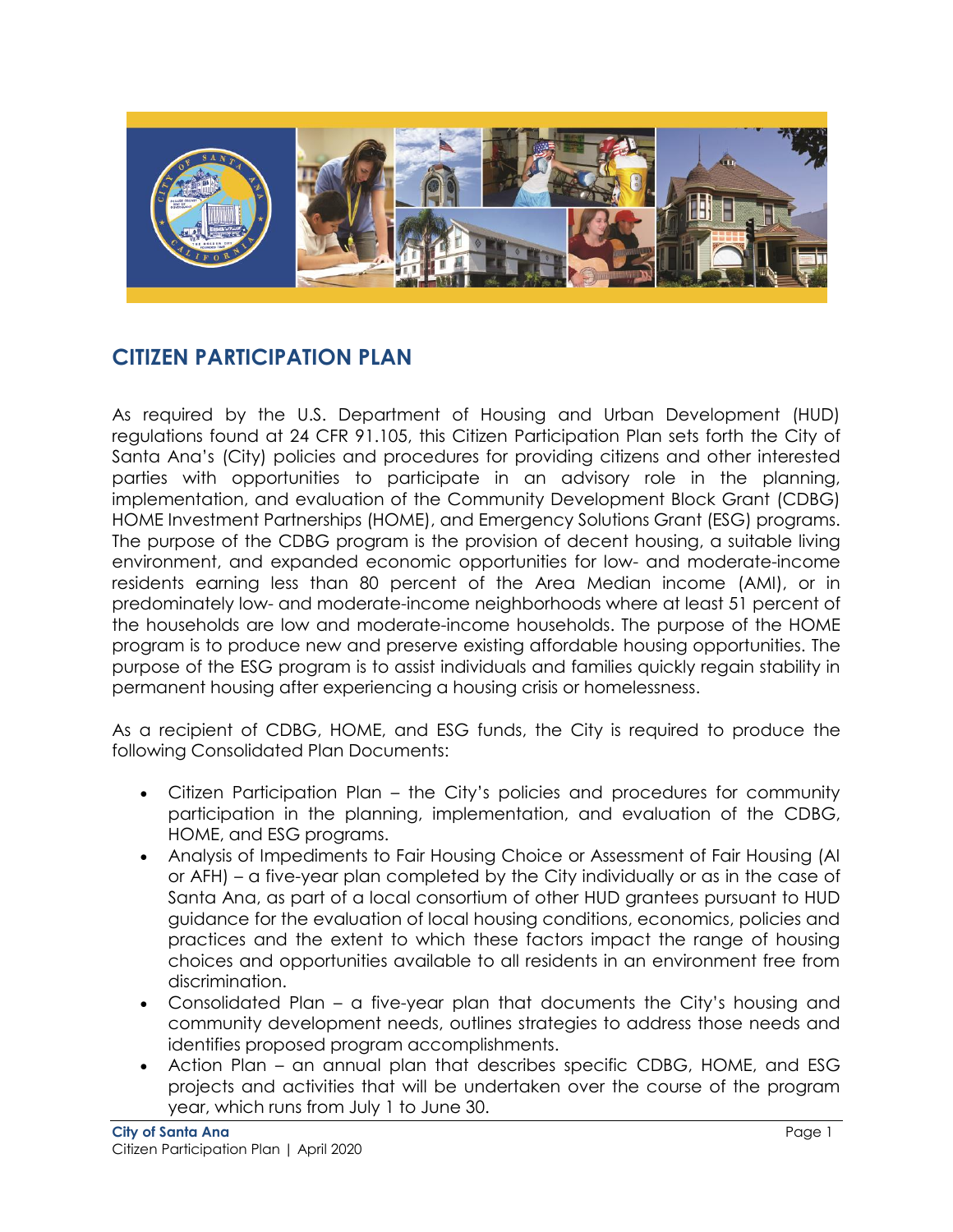## CITIZEN PARTICIPATION PLAN

As required by the U.S. Department of Housing and Urban Development (HUD) regulations found at 24 CFR 91.105, this Citizen Participation Plan sets forth the City of Santa Ana's (City) policies and procedures for providing citizens and other interested parties with opportunities to participate in an advisory role in the planning, implementation, and evaluation of the Community Development Block Grant (CDBG) HOME Investment Partnerships (HOME), and Emergency Solutions Grant (ESG) programs. The purpose of the CDBG program is the provision of decent housing, a suitable living environment, and expanded economic opportunities for low- and moderate-income residents earning less than 80 percent of the Area Median income (AMI), or in predominately low- and moderate-income neighborhoods where at least 51 percent of the households are low and moderate-income households. The purpose of the HOME program is to produce new and preserve existing affordable housing opportunities. The purpose of the ESG program is to assist individuals and families quickly regain stability in permanent housing after experiencing a housing crisis or homelessness.

As a recipient of CDBG, HOME, and ESG funds, the City is required to produce the following Consolidated Plan Documents:

- Citizen Participation Plan – the City's policies and procedures for community participation in the planning, implementation, and evaluation of the CDBG, HOME, and ESG programs.
- Analysis of Impediments to Fair Housing Choice or Assessment of Fair Housing (AI or AFH) – a five-year plan completed by the City individually or as in the case of Santa Ana, as part of a local consortium of other HUD grantees pursuant to HUD guidance for the evaluation of local housing conditions, economics, policies and practices and the extent to which these factors impact the range of housing choices and opportunities available to all residents in an environment free from discrimination.
- Consolidated Plan – a five-year plan that documents the City's housing and community development needs, outlines strategies to address those needs and identifies proposed program accomplishments.
- Action Plan – an annual plan that describes specific CDBG, HOME, and ESG projects and activities that will be undertaken over the course of the program year, which runs from July 1 to June 30.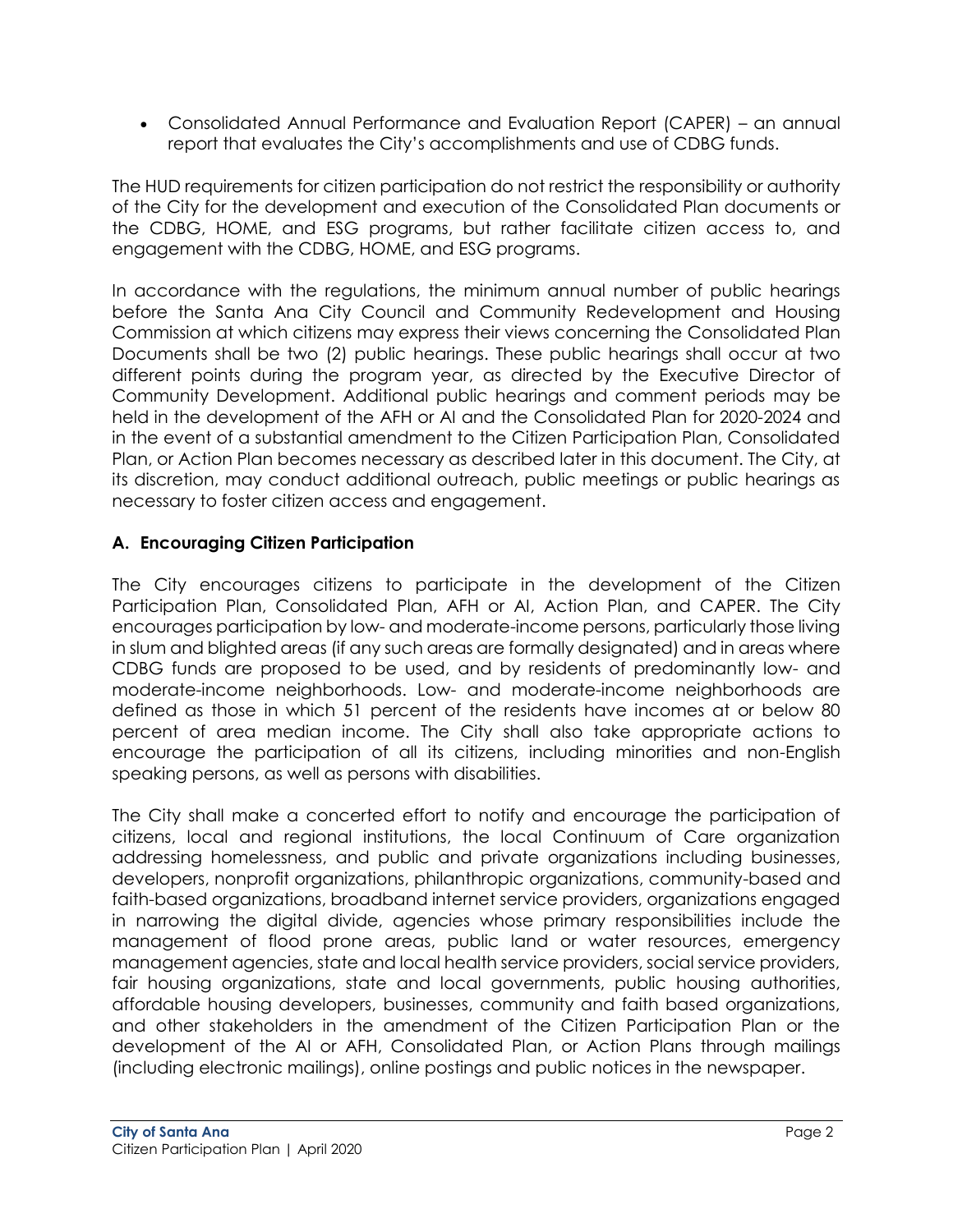- Consolidated Annual Performance and Evaluation Report (CAPER) – an annual report that evaluates the City's accomplishments and use of CDBG funds.

The HUD requirements for citizen participation do not restrict the responsibility or authority of the City for the development and execution of the Consolidated Plan documents or the CDBG, HOME, and ESG programs, but rather facilitate citizen access to, and engagement with the CDBG, HOME, and ESG programs.

In accordance with the regulations, the minimum annual number of public hearings before the Santa Ana City Council and Community Redevelopment and Housing Commission at which citizens may express their views concerning the Consolidated Plan Documents shall be two (2) public hearings. These public hearings shall occur at two different points during the program year, as directed by the Executive Director of Community Development. Additional public hearings and comment periods may be held in the development of the AFH or AI and the Consolidated Plan for 2020-2024 and in the event of a substantial amendment to the Citizen Participation Plan, Consolidated Plan, or Action Plan becomes necessary as described later in this document. The City, at its discretion, may conduct additional outreach, public meetings or public hearings as necessary to foster citizen access and engagement.

### A. Encouraging Citizen Participation

The City encourages citizens to participate in the development of the Citizen Participation Plan, Consolidated Plan, AFH or AI, Action Plan, and CAPER. The City encourages participation by low- and moderate-income persons, particularly those living in slum and blighted areas (if any such areas are formally designated) and in areas where CDBG funds are proposed to be used, and by residents of predominantly low- and moderate-income neighborhoods. Low- and moderate-income neighborhoods are defined as those in which 51 percent of the residents have incomes at or below 80 percent of area median income. The City shall also take appropriate actions to encourage the participation of all its citizens, including minorities and non-English speaking persons, as well as persons with disabilities.

The City shall make a concerted effort to notify and encourage the participation of citizens, local and regional institutions, the local Continuum of Care organization addressing homelessness, and public and private organizations including businesses, developers, nonprofit organizations, philanthropic organizations, community-based and faith-based organizations, broadband internet service providers, organizations engaged in narrowing the digital divide, agencies whose primary responsibilities include the management of flood prone areas, public land or water resources, emergency management agencies, state and local health service providers, social service providers, fair housing organizations, state and local governments, public housing authorities, affordable housing developers, businesses, community and faith based organizations, and other stakeholders in the amendment of the Citizen Participation Plan or the development of the AI or AFH, Consolidated Plan, or Action Plans through mailings (including electronic mailings), online postings and public notices in the newspaper.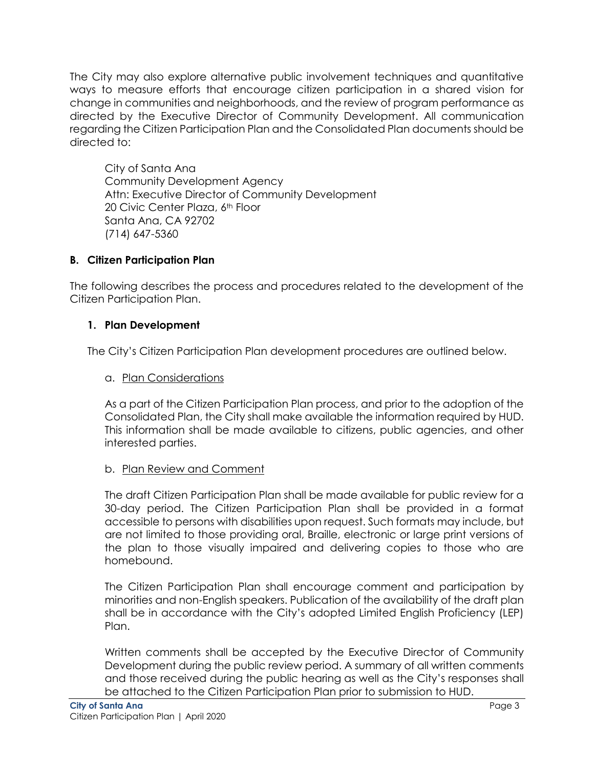The City may also explore alternative public involvement techniques and quantitative ways to measure efforts that encourage citizen participation in a shared vision for change in communities and neighborhoods, and the review of program performance as directed by the Executive Director of Community Development. All communication regarding the Citizen Participation Plan and the Consolidated Plan documents should be directed to:

City of Santa Ana
Community Development Agency
Attn: Executive Director of Community Development
20 Civic Center Plaza, 6th Floor
Santa Ana, CA 92702
(714) 647-5360

## B. Citizen Participation Plan

The following describes the process and procedures related to the development of the Citizen Participation Plan.

### 1. Plan Development

The City's Citizen Participation Plan development procedures are outlined below.

a. Plan Considerations

As a part of the Citizen Participation Plan process, and prior to the adoption of the Consolidated Plan, the City shall make available the information required by HUD. This information shall be made available to citizens, public agencies, and other interested parties.

b. Plan Review and Comment

The draft Citizen Participation Plan shall be made available for public review for a 30-day period. The Citizen Participation Plan shall be provided in a format accessible to persons with disabilities upon request. Such formats may include, but are not limited to those providing oral, Braille, electronic or large print versions of the plan to those visually impaired and delivering copies to those who are homebound.

The Citizen Participation Plan shall encourage comment and participation by minorities and non-English speakers. Publication of the availability of the draft plan shall be in accordance with the City's adopted Limited English Proficiency (LEP) Plan.

Written comments shall be accepted by the Executive Director of Community Development during the public review period. A summary of all written comments and those received during the public hearing as well as the City's responses shall be attached to the Citizen Participation Plan prior to submission to HUD.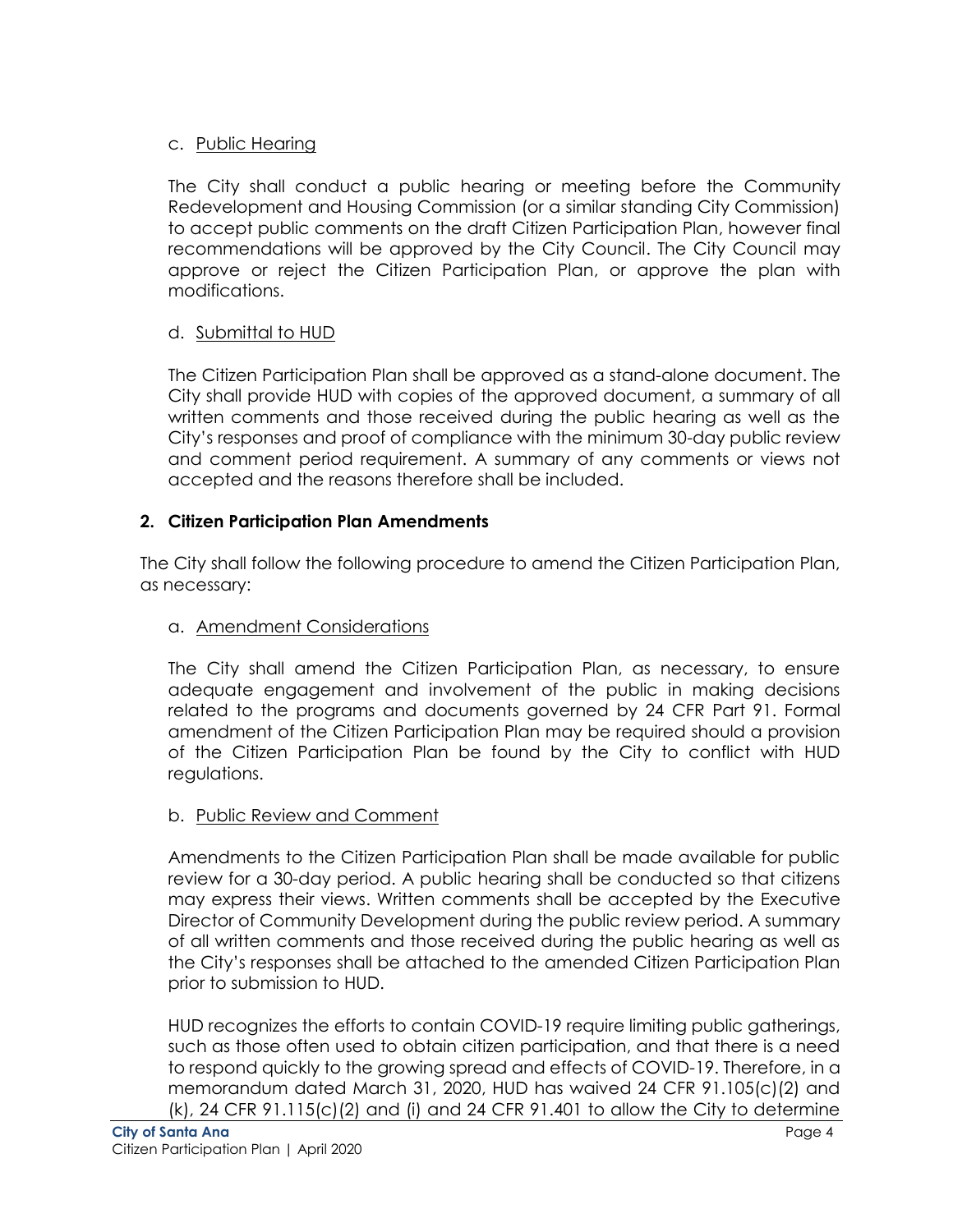c. Public Hearing

The City shall conduct a public hearing or meeting before the Community Redevelopment and Housing Commission (or a similar standing City Commission) to accept public comments on the draft Citizen Participation Plan, however final recommendations will be approved by the City Council. The City Council may approve or reject the Citizen Participation Plan, or approve the plan with modifications.

d. Submittal to HUD

The Citizen Participation Plan shall be approved as a stand-alone document. The City shall provide HUD with copies of the approved document, a summary of all written comments and those received during the public hearing as well as the City's responses and proof of compliance with the minimum 30-day public review and comment period requirement. A summary of any comments or views not accepted and the reasons therefore shall be included.

**2. Citizen Participation Plan Amendments**

The City shall follow the following procedure to amend the Citizen Participation Plan, as necessary:

a. Amendment Considerations

The City shall amend the Citizen Participation Plan, as necessary, to ensure adequate engagement and involvement of the public in making decisions related to the programs and documents governed by 24 CFR Part 91. Formal amendment of the Citizen Participation Plan may be required should a provision of the Citizen Participation Plan be found by the City to conflict with HUD regulations.

b. Public Review and Comment

Amendments to the Citizen Participation Plan shall be made available for public review for a 30-day period. A public hearing shall be conducted so that citizens may express their views. Written comments shall be accepted by the Executive Director of Community Development during the public review period. A summary of all written comments and those received during the public hearing as well as the City's responses shall be attached to the amended Citizen Participation Plan prior to submission to HUD.

HUD recognizes the efforts to contain COVID-19 require limiting public gatherings, such as those often used to obtain citizen participation, and that there is a need to respond quickly to the growing spread and effects of COVID-19. Therefore, in a memorandum dated March 31, 2020, HUD has waived 24 CFR 91.105(c)(2) and (k), 24 CFR 91.115(c)(2) and (i) and 24 CFR 91.401 to allow the City to determine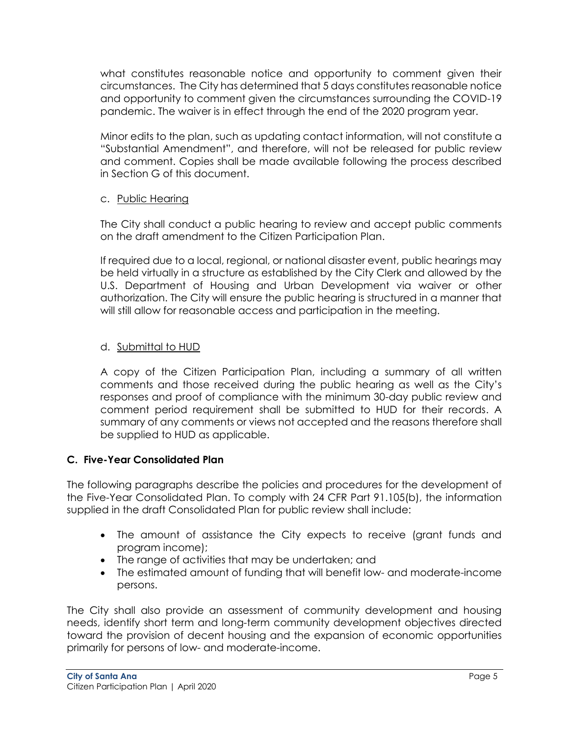what constitutes reasonable notice and opportunity to comment given their circumstances. The City has determined that 5 days constitutes reasonable notice and opportunity to comment given the circumstances surrounding the COVID-19 pandemic. The waiver is in effect through the end of the 2020 program year.

Minor edits to the plan, such as updating contact information, will not constitute a "Substantial Amendment", and therefore, will not be released for public review and comment. Copies shall be made available following the process described in Section G of this document.

c. Public Hearing

The City shall conduct a public hearing to review and accept public comments on the draft amendment to the Citizen Participation Plan.

If required due to a local, regional, or national disaster event, public hearings may be held virtually in a structure as established by the City Clerk and allowed by the U.S. Department of Housing and Urban Development via waiver or other authorization. The City will ensure the public hearing is structured in a manner that will still allow for reasonable access and participation in the meeting.

d. Submittal to HUD

A copy of the Citizen Participation Plan, including a summary of all written comments and those received during the public hearing as well as the City's responses and proof of compliance with the minimum 30-day public review and comment period requirement shall be submitted to HUD for their records. A summary of any comments or views not accepted and the reasons therefore shall be supplied to HUD as applicable.

## C. Five-Year Consolidated Plan

The following paragraphs describe the policies and procedures for the development of the Five-Year Consolidated Plan. To comply with 24 CFR Part 91.105(b), the information supplied in the draft Consolidated Plan for public review shall include:

- The amount of assistance the City expects to receive (grant funds and program income);
- The range of activities that may be undertaken; and
- The estimated amount of funding that will benefit low- and moderate-income persons.

The City shall also provide an assessment of community development and housing needs, identify short term and long-term community development objectives directed toward the provision of decent housing and the expansion of economic opportunities primarily for persons of low- and moderate-income.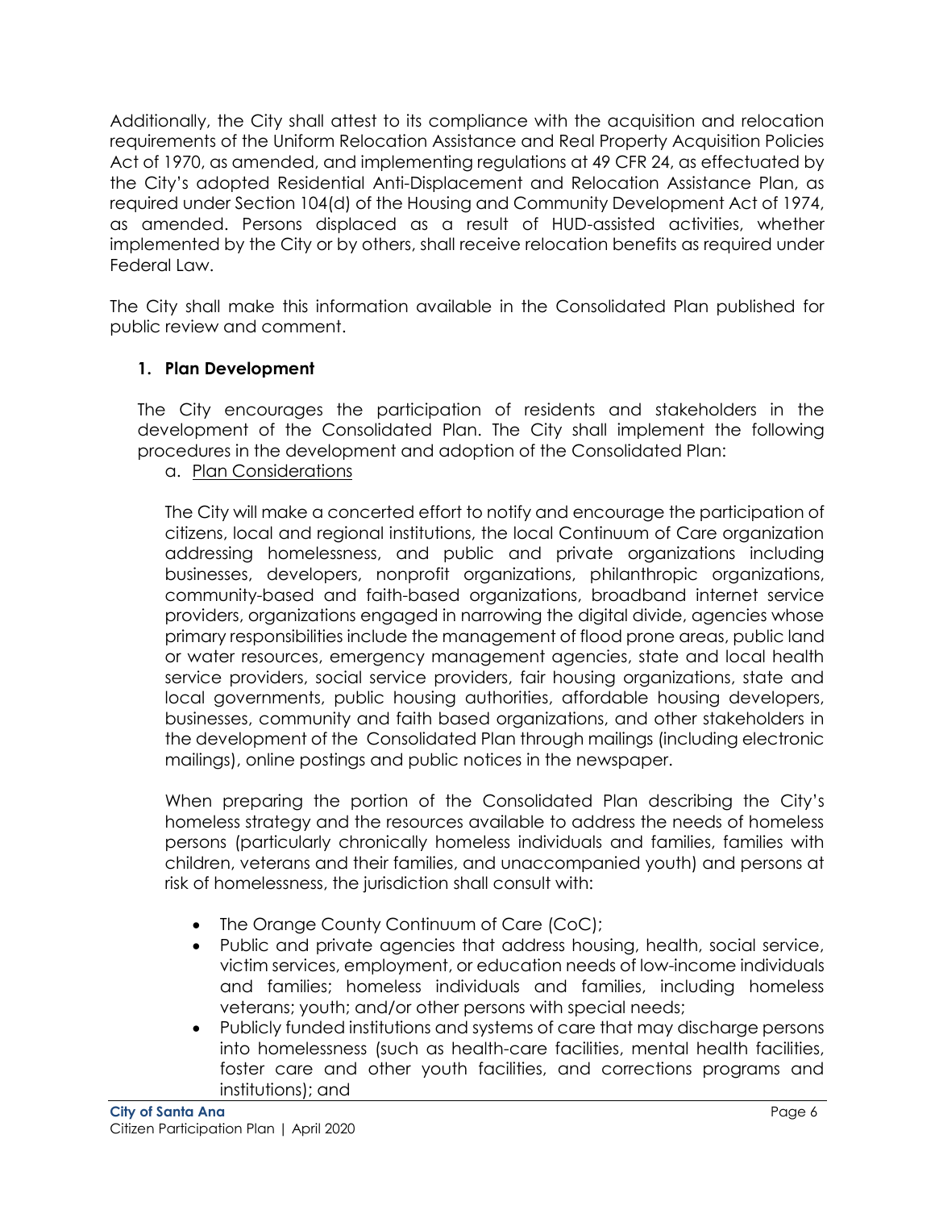Additionally, the City shall attest to its compliance with the acquisition and relocation requirements of the Uniform Relocation Assistance and Real Property Acquisition Policies Act of 1970, as amended, and implementing regulations at 49 CFR 24, as effectuated by the City's adopted Residential Anti-Displacement and Relocation Assistance Plan, as required under Section 104(d) of the Housing and Community Development Act of 1974, as amended. Persons displaced as a result of HUD-assisted activities, whether implemented by the City or by others, shall receive relocation benefits as required under Federal Law.

The City shall make this information available in the Consolidated Plan published for public review and comment.

1. **Plan Development**

   The City encourages the participation of residents and stakeholders in the development of the Consolidated Plan. The City shall implement the following procedures in the development and adoption of the Consolidated Plan:

   a. Plan Considerations

   The City will make a concerted effort to notify and encourage the participation of citizens, local and regional institutions, the local Continuum of Care organization addressing homelessness, and public and private organizations including businesses, developers, nonprofit organizations, philanthropic organizations, community-based and faith-based organizations, broadband internet service providers, organizations engaged in narrowing the digital divide, agencies whose primary responsibilities include the management of flood prone areas, public land or water resources, emergency management agencies, state and local health service providers, social service providers, fair housing organizations, state and local governments, public housing authorities, affordable housing developers, businesses, community and faith based organizations, and other stakeholders in the development of the Consolidated Plan through mailings (including electronic mailings), online postings and public notices in the newspaper.

   When preparing the portion of the Consolidated Plan describing the City's homeless strategy and the resources available to address the needs of homeless persons (particularly chronically homeless individuals and families, families with children, veterans and their families, and unaccompanied youth) and persons at risk of homelessness, the jurisdiction shall consult with:

   - The Orange County Continuum of Care (CoC);
   - Public and private agencies that address housing, health, social service, victim services, employment, or education needs of low-income individuals and families; homeless individuals and families, including homeless veterans; youth; and/or other persons with special needs;
   - Publicly funded institutions and systems of care that may discharge persons into homelessness (such as health-care facilities, mental health facilities, foster care and other youth facilities, and corrections programs and institutions); and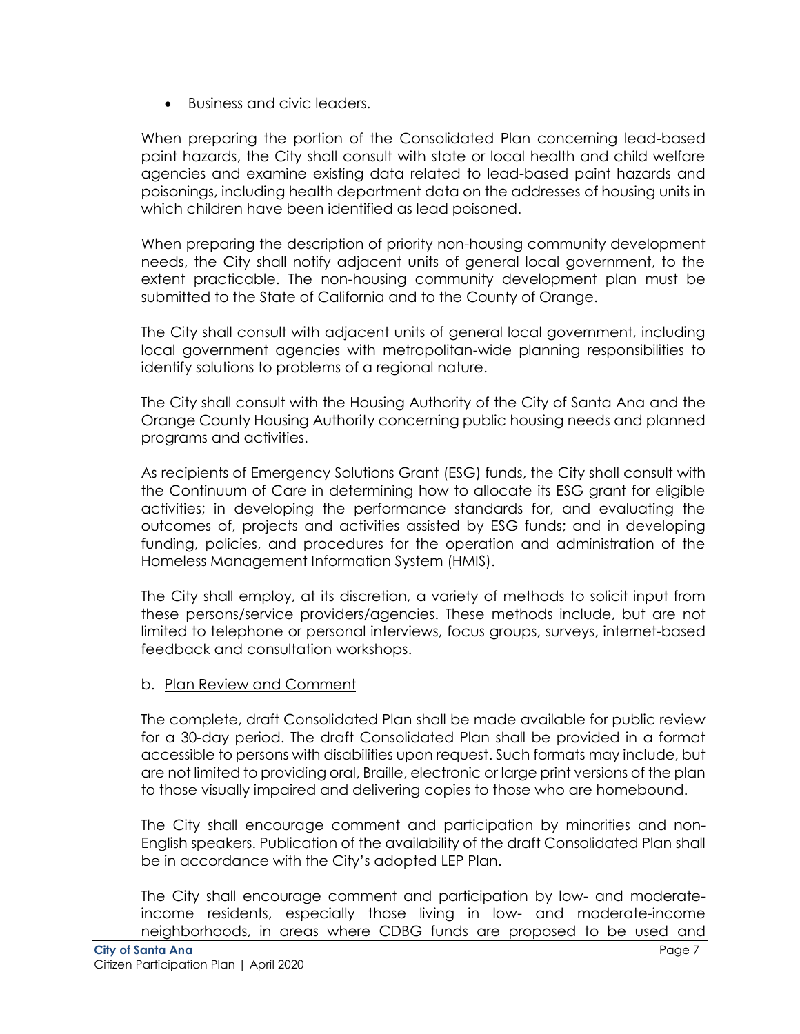- Business and civic leaders.

When preparing the portion of the Consolidated Plan concerning lead-based paint hazards, the City shall consult with state or local health and child welfare agencies and examine existing data related to lead-based paint hazards and poisonings, including health department data on the addresses of housing units in which children have been identified as lead poisoned.

When preparing the description of priority non-housing community development needs, the City shall notify adjacent units of general local government, to the extent practicable. The non-housing community development plan must be submitted to the State of California and to the County of Orange.

The City shall consult with adjacent units of general local government, including local government agencies with metropolitan-wide planning responsibilities to identify solutions to problems of a regional nature.

The City shall consult with the Housing Authority of the City of Santa Ana and the Orange County Housing Authority concerning public housing needs and planned programs and activities.

As recipients of Emergency Solutions Grant (ESG) funds, the City shall consult with the Continuum of Care in determining how to allocate its ESG grant for eligible activities; in developing the performance standards for, and evaluating the outcomes of, projects and activities assisted by ESG funds; and in developing funding, policies, and procedures for the operation and administration of the Homeless Management Information System (HMIS).

The City shall employ, at its discretion, a variety of methods to solicit input from these persons/service providers/agencies. These methods include, but are not limited to telephone or personal interviews, focus groups, surveys, internet-based feedback and consultation workshops.

b. <u>Plan Review and Comment</u>

The complete, draft Consolidated Plan shall be made available for public review for a 30-day period. The draft Consolidated Plan shall be provided in a format accessible to persons with disabilities upon request. Such formats may include, but are not limited to providing oral, Braille, electronic or large print versions of the plan to those visually impaired and delivering copies to those who are homebound.

The City shall encourage comment and participation by minorities and non-English speakers. Publication of the availability of the draft Consolidated Plan shall be in accordance with the City's adopted LEP Plan.

The City shall encourage comment and participation by low- and moderate-income residents, especially those living in low- and moderate-income neighborhoods, in areas where CDBG funds are proposed to be used and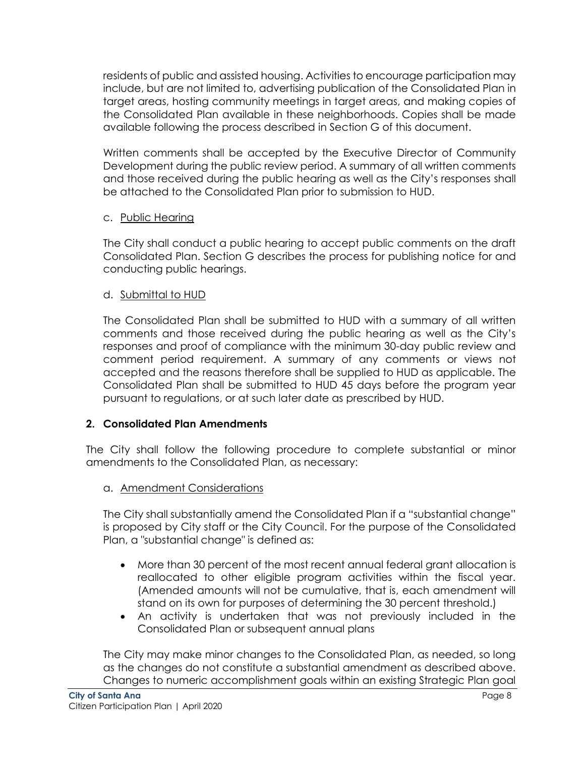residents of public and assisted housing. Activities to encourage participation may include, but are not limited to, advertising publication of the Consolidated Plan in target areas, hosting community meetings in target areas, and making copies of the Consolidated Plan available in these neighborhoods. Copies shall be made available following the process described in Section G of this document.

Written comments shall be accepted by the Executive Director of Community Development during the public review period. A summary of all written comments and those received during the public hearing as well as the City's responses shall be attached to the Consolidated Plan prior to submission to HUD.

c. Public Hearing

The City shall conduct a public hearing to accept public comments on the draft Consolidated Plan. Section G describes the process for publishing notice for and conducting public hearings.

d. Submittal to HUD

The Consolidated Plan shall be submitted to HUD with a summary of all written comments and those received during the public hearing as well as the City's responses and proof of compliance with the minimum 30-day public review and comment period requirement. A summary of any comments or views not accepted and the reasons therefore shall be supplied to HUD as applicable. The Consolidated Plan shall be submitted to HUD 45 days before the program year pursuant to regulations, or at such later date as prescribed by HUD.

**2. Consolidated Plan Amendments**

The City shall follow the following procedure to complete substantial or minor amendments to the Consolidated Plan, as necessary:

a. Amendment Considerations

The City shall substantially amend the Consolidated Plan if a "substantial change" is proposed by City staff or the City Council. For the purpose of the Consolidated Plan, a "substantial change" is defined as:

- More than 30 percent of the most recent annual federal grant allocation is reallocated to other eligible program activities within the fiscal year. (Amended amounts will not be cumulative, that is, each amendment will stand on its own for purposes of determining the 30 percent threshold.)
- An activity is undertaken that was not previously included in the Consolidated Plan or subsequent annual plans

The City may make minor changes to the Consolidated Plan, as needed, so long as the changes do not constitute a substantial amendment as described above. Changes to numeric accomplishment goals within an existing Strategic Plan goal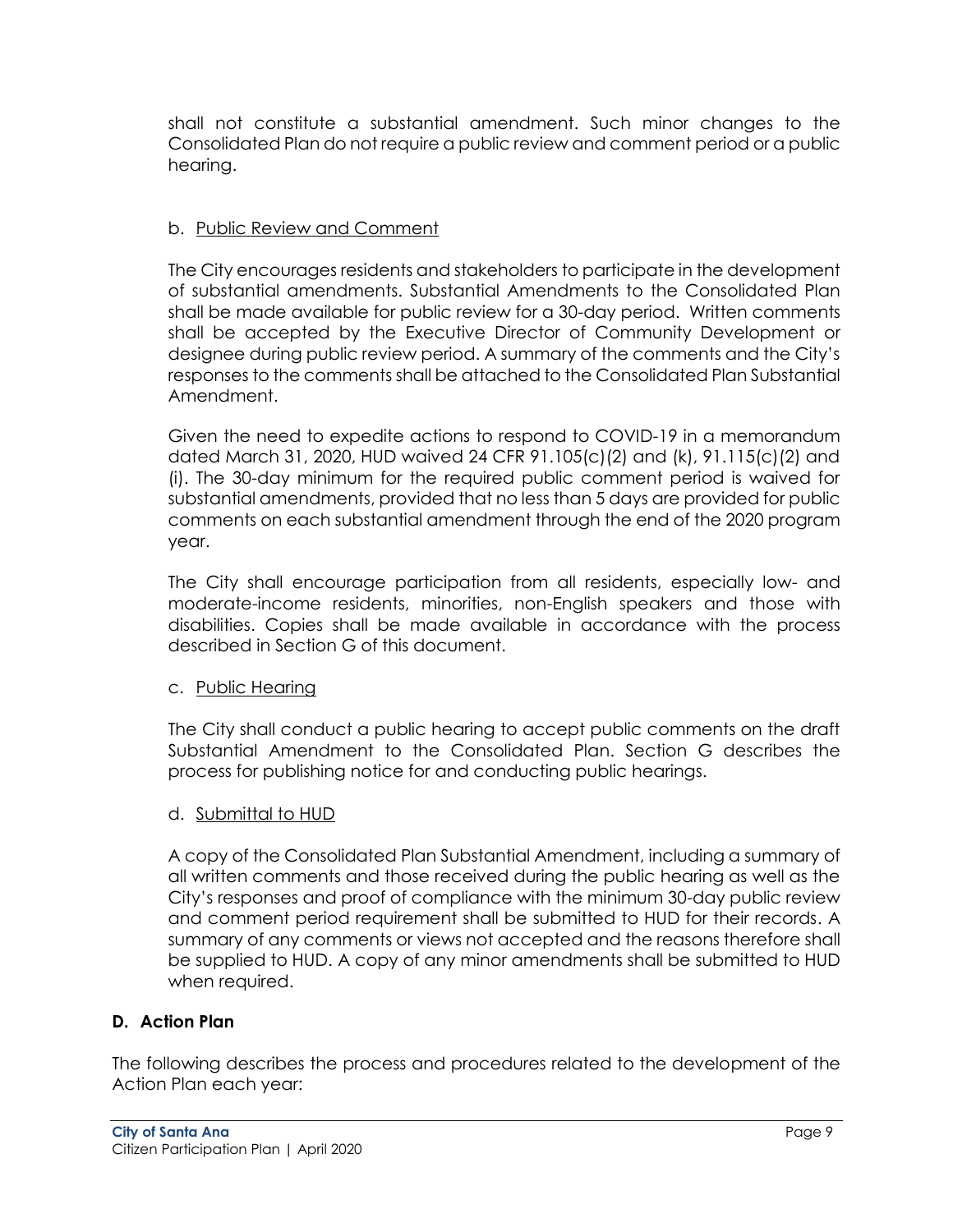shall not constitute a substantial amendment. Such minor changes to the Consolidated Plan do not require a public review and comment period or a public hearing.

b. Public Review and Comment

The City encourages residents and stakeholders to participate in the development of substantial amendments. Substantial Amendments to the Consolidated Plan shall be made available for public review for a 30-day period. Written comments shall be accepted by the Executive Director of Community Development or designee during public review period. A summary of the comments and the City's responses to the comments shall be attached to the Consolidated Plan Substantial Amendment.

Given the need to expedite actions to respond to COVID-19 in a memorandum dated March 31, 2020, HUD waived 24 CFR 91.105(c)(2) and (k), 91.115(c)(2) and (i). The 30-day minimum for the required public comment period is waived for substantial amendments, provided that no less than 5 days are provided for public comments on each substantial amendment through the end of the 2020 program year.

The City shall encourage participation from all residents, especially low- and moderate-income residents, minorities, non-English speakers and those with disabilities. Copies shall be made available in accordance with the process described in Section G of this document.

c. Public Hearing

The City shall conduct a public hearing to accept public comments on the draft Substantial Amendment to the Consolidated Plan. Section G describes the process for publishing notice for and conducting public hearings.

d. Submittal to HUD

A copy of the Consolidated Plan Substantial Amendment, including a summary of all written comments and those received during the public hearing as well as the City's responses and proof of compliance with the minimum 30-day public review and comment period requirement shall be submitted to HUD for their records. A summary of any comments or views not accepted and the reasons therefore shall be supplied to HUD. A copy of any minor amendments shall be submitted to HUD when required.

## D. Action Plan

The following describes the process and procedures related to the development of the Action Plan each year: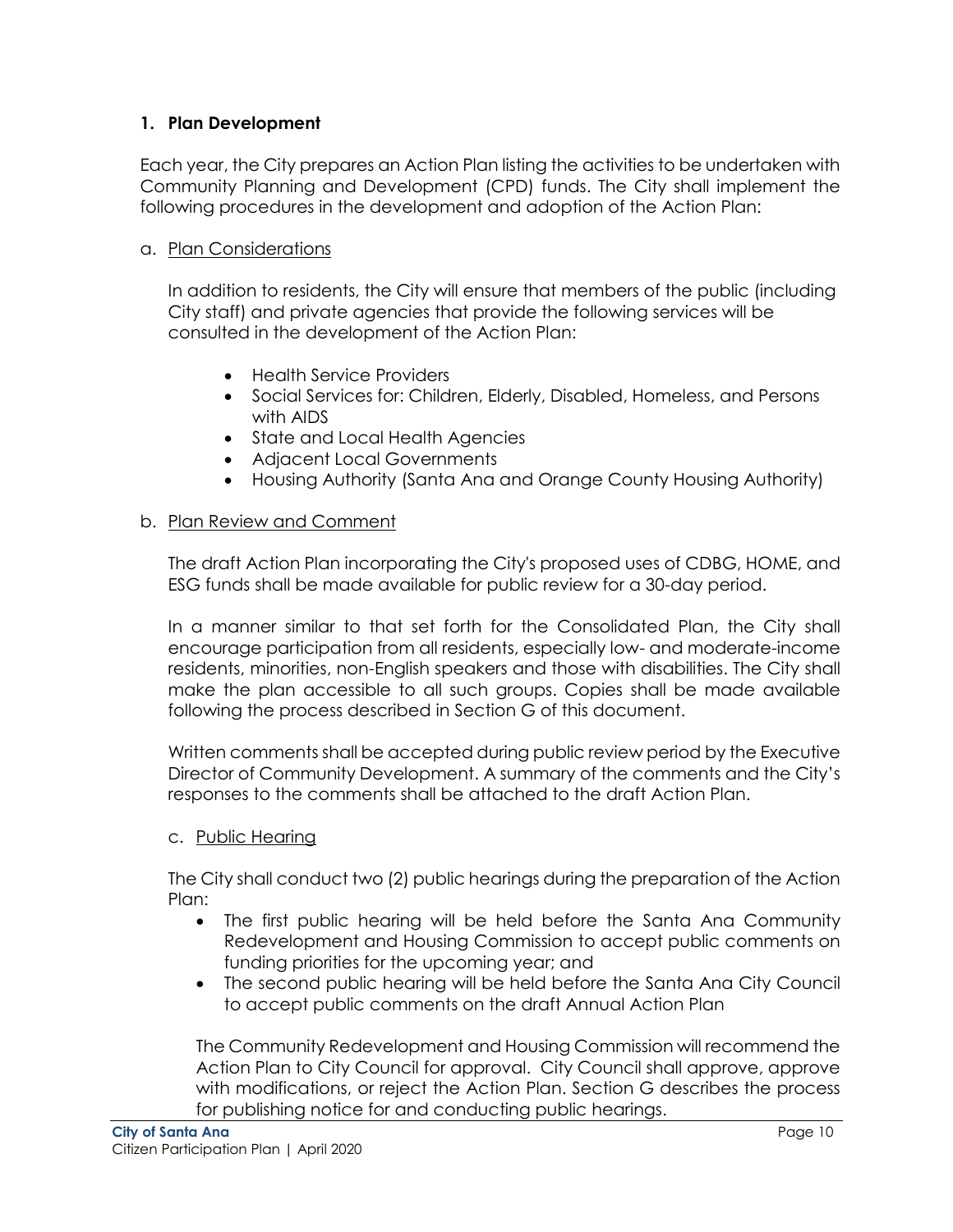### 1. Plan Development

Each year, the City prepares an Action Plan listing the activities to be undertaken with Community Planning and Development (CPD) funds. The City shall implement the following procedures in the development and adoption of the Action Plan:

a. Plan Considerations

In addition to residents, the City will ensure that members of the public (including City staff) and private agencies that provide the following services will be consulted in the development of the Action Plan:

- Health Service Providers
- Social Services for: Children, Elderly, Disabled, Homeless, and Persons with AIDS
- State and Local Health Agencies
- Adjacent Local Governments
- Housing Authority (Santa Ana and Orange County Housing Authority)

b. Plan Review and Comment

The draft Action Plan incorporating the City's proposed uses of CDBG, HOME, and ESG funds shall be made available for public review for a 30-day period.

In a manner similar to that set forth for the Consolidated Plan, the City shall encourage participation from all residents, especially low- and moderate-income residents, minorities, non-English speakers and those with disabilities. The City shall make the plan accessible to all such groups. Copies shall be made available following the process described in Section G of this document.

Written comments shall be accepted during public review period by the Executive Director of Community Development. A summary of the comments and the City's responses to the comments shall be attached to the draft Action Plan.

c. Public Hearing

The City shall conduct two (2) public hearings during the preparation of the Action Plan:

- The first public hearing will be held before the Santa Ana Community Redevelopment and Housing Commission to accept public comments on funding priorities for the upcoming year; and
- The second public hearing will be held before the Santa Ana City Council to accept public comments on the draft Annual Action Plan

The Community Redevelopment and Housing Commission will recommend the Action Plan to City Council for approval. City Council shall approve, approve with modifications, or reject the Action Plan. Section G describes the process for publishing notice for and conducting public hearings.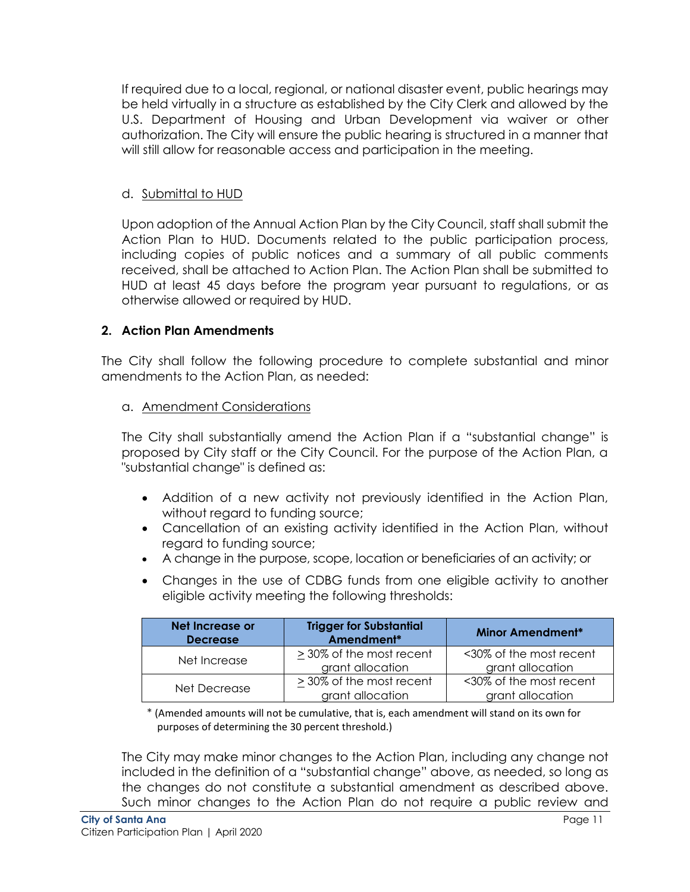If required due to a local, regional, or national disaster event, public hearings may be held virtually in a structure as established by the City Clerk and allowed by the U.S. Department of Housing and Urban Development via waiver or other authorization. The City will ensure the public hearing is structured in a manner that will still allow for reasonable access and participation in the meeting.

d. Submittal to HUD

Upon adoption of the Annual Action Plan by the City Council, staff shall submit the Action Plan to HUD. Documents related to the public participation process, including copies of public notices and a summary of all public comments received, shall be attached to Action Plan. The Action Plan shall be submitted to HUD at least 45 days before the program year pursuant to regulations, or as otherwise allowed or required by HUD.

**2. Action Plan Amendments**

The City shall follow the following procedure to complete substantial and minor amendments to the Action Plan, as needed:

a. Amendment Considerations

The City shall substantially amend the Action Plan if a "substantial change" is proposed by City staff or the City Council. For the purpose of the Action Plan, a "substantial change" is defined as:

- Addition of a new activity not previously identified in the Action Plan, without regard to funding source;
- Cancellation of an existing activity identified in the Action Plan, without regard to funding source;
- A change in the purpose, scope, location or beneficiaries of an activity; or
- Changes in the use of CDBG funds from one eligible activity to another eligible activity meeting the following thresholds:

| Net Increase or Decrease | Trigger for Substantial Amendment* | Minor Amendment* |
|---|---|---|
| Net Increase | ≥ 30% of the most recent grant allocation | <30% of the most recent grant allocation |
| Net Decrease | ≥ 30% of the most recent grant allocation | <30% of the most recent grant allocation |

* (Amended amounts will not be cumulative, that is, each amendment will stand on its own for purposes of determining the 30 percent threshold.)

The City may make minor changes to the Action Plan, including any change not included in the definition of a "substantial change" above, as needed, so long as the changes do not constitute a substantial amendment as described above. Such minor changes to the Action Plan do not require a public review and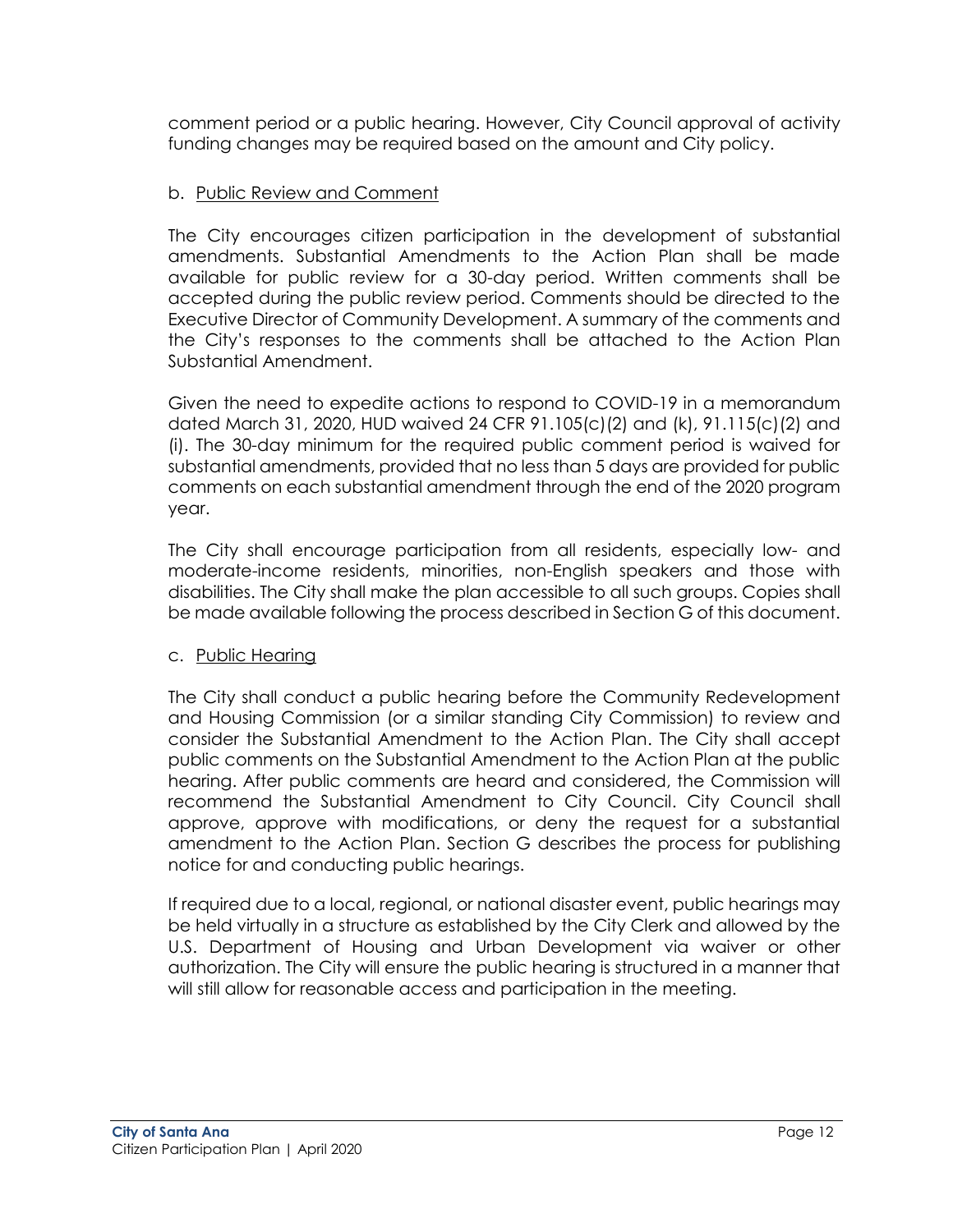comment period or a public hearing. However, City Council approval of activity funding changes may be required based on the amount and City policy.

b. Public Review and Comment

The City encourages citizen participation in the development of substantial amendments. Substantial Amendments to the Action Plan shall be made available for public review for a 30-day period. Written comments shall be accepted during the public review period. Comments should be directed to the Executive Director of Community Development. A summary of the comments and the City's responses to the comments shall be attached to the Action Plan Substantial Amendment.

Given the need to expedite actions to respond to COVID-19 in a memorandum dated March 31, 2020, HUD waived 24 CFR 91.105(c)(2) and (k), 91.115(c)(2) and (i). The 30-day minimum for the required public comment period is waived for substantial amendments, provided that no less than 5 days are provided for public comments on each substantial amendment through the end of the 2020 program year.

The City shall encourage participation from all residents, especially low- and moderate-income residents, minorities, non-English speakers and those with disabilities. The City shall make the plan accessible to all such groups. Copies shall be made available following the process described in Section G of this document.

c. Public Hearing

The City shall conduct a public hearing before the Community Redevelopment and Housing Commission (or a similar standing City Commission) to review and consider the Substantial Amendment to the Action Plan. The City shall accept public comments on the Substantial Amendment to the Action Plan at the public hearing. After public comments are heard and considered, the Commission will recommend the Substantial Amendment to City Council. City Council shall approve, approve with modifications, or deny the request for a substantial amendment to the Action Plan. Section G describes the process for publishing notice for and conducting public hearings.

If required due to a local, regional, or national disaster event, public hearings may be held virtually in a structure as established by the City Clerk and allowed by the U.S. Department of Housing and Urban Development via waiver or other authorization. The City will ensure the public hearing is structured in a manner that will still allow for reasonable access and participation in the meeting.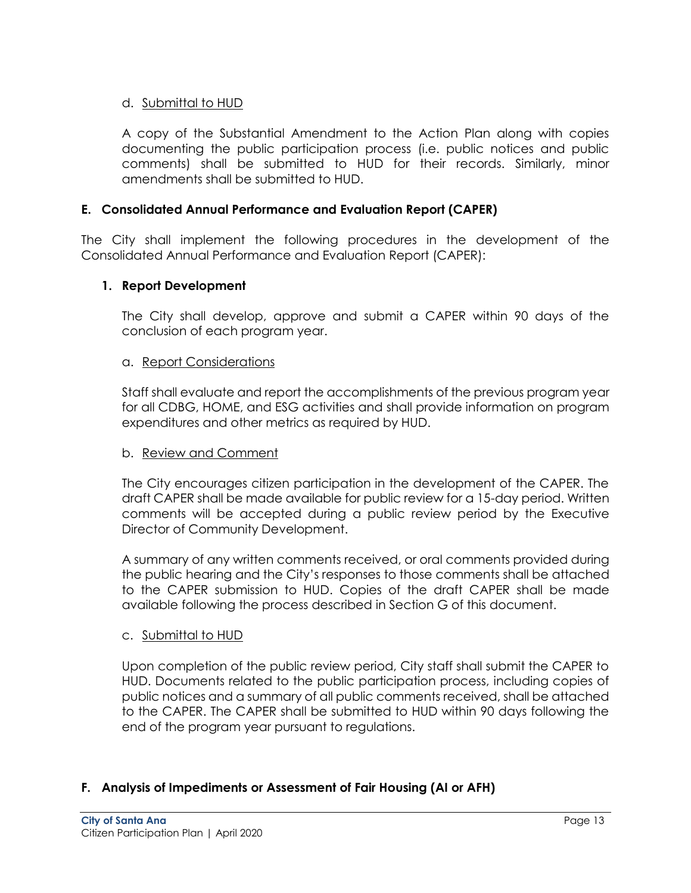d. Submittal to HUD

A copy of the Substantial Amendment to the Action Plan along with copies documenting the public participation process (i.e. public notices and public comments) shall be submitted to HUD for their records. Similarly, minor amendments shall be submitted to HUD.

## E. Consolidated Annual Performance and Evaluation Report (CAPER)

The City shall implement the following procedures in the development of the Consolidated Annual Performance and Evaluation Report (CAPER):

### 1. Report Development

The City shall develop, approve and submit a CAPER within 90 days of the conclusion of each program year.

a. Report Considerations

Staff shall evaluate and report the accomplishments of the previous program year for all CDBG, HOME, and ESG activities and shall provide information on program expenditures and other metrics as required by HUD.

b. Review and Comment

The City encourages citizen participation in the development of the CAPER. The draft CAPER shall be made available for public review for a 15-day period. Written comments will be accepted during a public review period by the Executive Director of Community Development.

A summary of any written comments received, or oral comments provided during the public hearing and the City's responses to those comments shall be attached to the CAPER submission to HUD. Copies of the draft CAPER shall be made available following the process described in Section G of this document.

c. Submittal to HUD

Upon completion of the public review period, City staff shall submit the CAPER to HUD. Documents related to the public participation process, including copies of public notices and a summary of all public comments received, shall be attached to the CAPER. The CAPER shall be submitted to HUD within 90 days following the end of the program year pursuant to regulations.

## F. Analysis of Impediments or Assessment of Fair Housing (AI or AFH)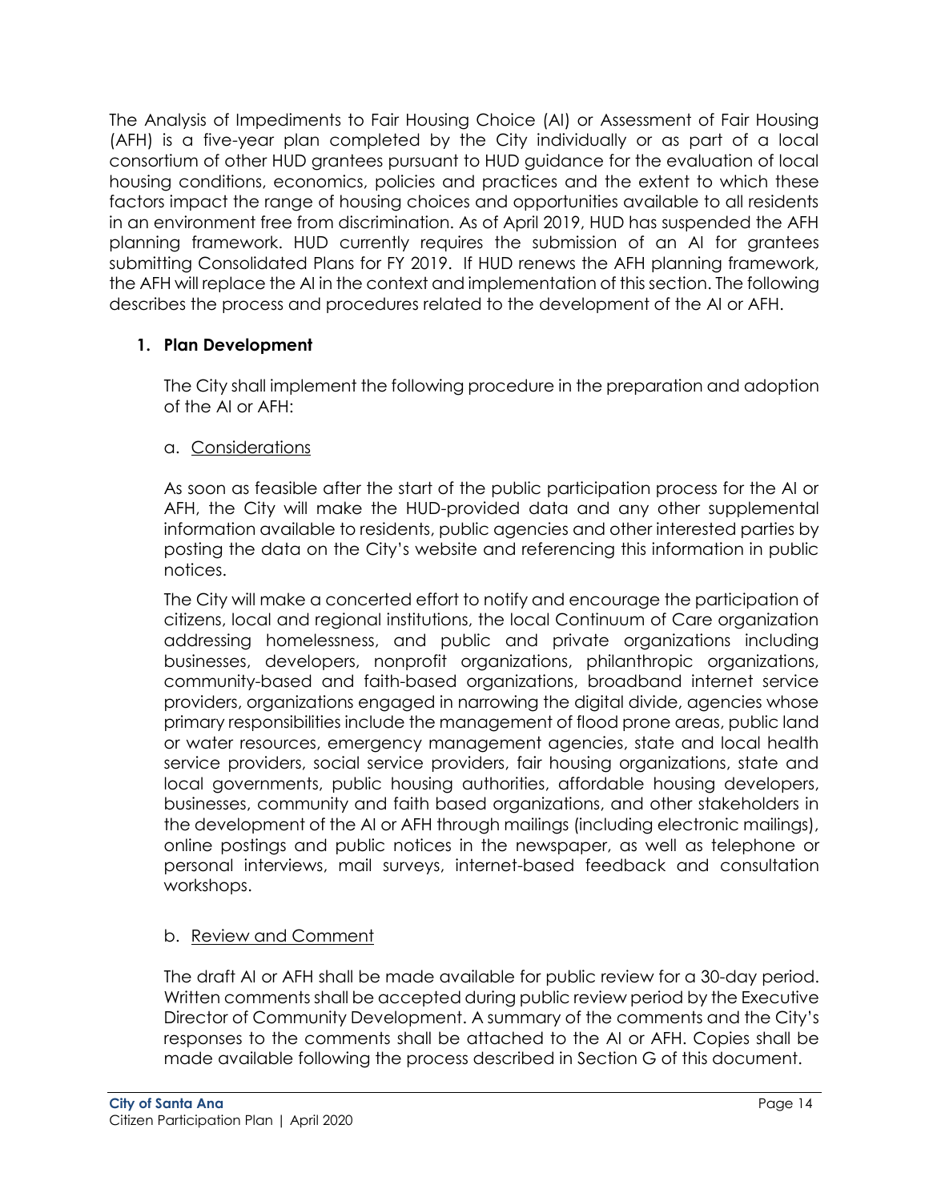The Analysis of Impediments to Fair Housing Choice (AI) or Assessment of Fair Housing (AFH) is a five-year plan completed by the City individually or as part of a local consortium of other HUD grantees pursuant to HUD guidance for the evaluation of local housing conditions, economics, policies and practices and the extent to which these factors impact the range of housing choices and opportunities available to all residents in an environment free from discrimination. As of April 2019, HUD has suspended the AFH planning framework. HUD currently requires the submission of an AI for grantees submitting Consolidated Plans for FY 2019. If HUD renews the AFH planning framework, the AFH will replace the AI in the context and implementation of this section. The following describes the process and procedures related to the development of the AI or AFH.

1. **Plan Development**

   The City shall implement the following procedure in the preparation and adoption of the AI or AFH:

   a. Considerations

   As soon as feasible after the start of the public participation process for the AI or AFH, the City will make the HUD-provided data and any other supplemental information available to residents, public agencies and other interested parties by posting the data on the City's website and referencing this information in public notices.

   The City will make a concerted effort to notify and encourage the participation of citizens, local and regional institutions, the local Continuum of Care organization addressing homelessness, and public and private organizations including businesses, developers, nonprofit organizations, philanthropic organizations, community-based and faith-based organizations, broadband internet service providers, organizations engaged in narrowing the digital divide, agencies whose primary responsibilities include the management of flood prone areas, public land or water resources, emergency management agencies, state and local health service providers, social service providers, fair housing organizations, state and local governments, public housing authorities, affordable housing developers, businesses, community and faith based organizations, and other stakeholders in the development of the AI or AFH through mailings (including electronic mailings), online postings and public notices in the newspaper, as well as telephone or personal interviews, mail surveys, internet-based feedback and consultation workshops.

   b. Review and Comment

   The draft AI or AFH shall be made available for public review for a 30-day period. Written comments shall be accepted during public review period by the Executive Director of Community Development. A summary of the comments and the City's responses to the comments shall be attached to the AI or AFH. Copies shall be made available following the process described in Section G of this document.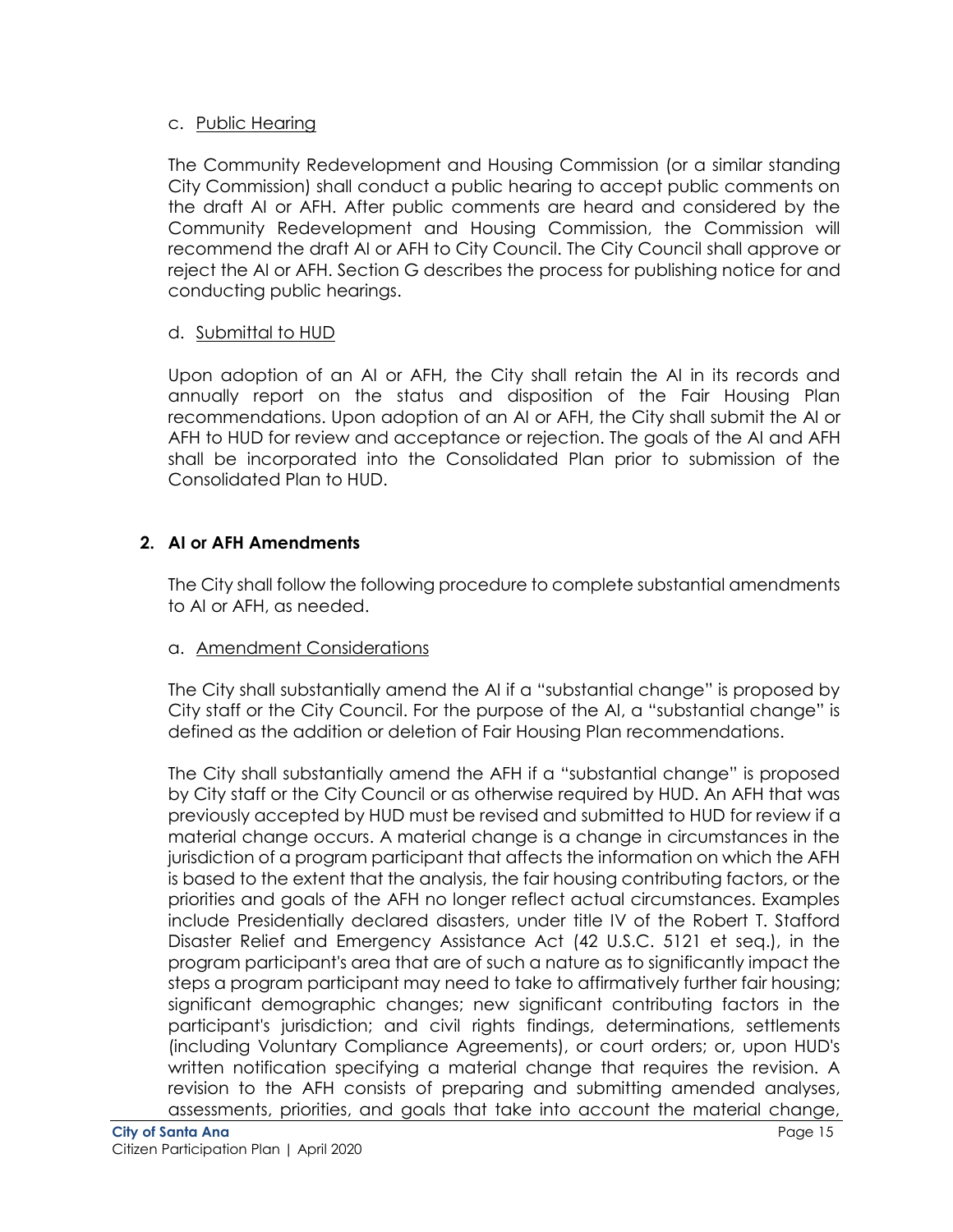c. Public Hearing

The Community Redevelopment and Housing Commission (or a similar standing City Commission) shall conduct a public hearing to accept public comments on the draft AI or AFH. After public comments are heard and considered by the Community Redevelopment and Housing Commission, the Commission will recommend the draft AI or AFH to City Council. The City Council shall approve or reject the AI or AFH. Section G describes the process for publishing notice for and conducting public hearings.

d. Submittal to HUD

Upon adoption of an AI or AFH, the City shall retain the AI in its records and annually report on the status and disposition of the Fair Housing Plan recommendations. Upon adoption of an AI or AFH, the City shall submit the AI or AFH to HUD for review and acceptance or rejection. The goals of the AI and AFH shall be incorporated into the Consolidated Plan prior to submission of the Consolidated Plan to HUD.

## 2. AI or AFH Amendments

The City shall follow the following procedure to complete substantial amendments to AI or AFH, as needed.

a. Amendment Considerations

The City shall substantially amend the AI if a "substantial change" is proposed by City staff or the City Council. For the purpose of the AI, a "substantial change" is defined as the addition or deletion of Fair Housing Plan recommendations.

The City shall substantially amend the AFH if a "substantial change" is proposed by City staff or the City Council or as otherwise required by HUD. An AFH that was previously accepted by HUD must be revised and submitted to HUD for review if a material change occurs. A material change is a change in circumstances in the jurisdiction of a program participant that affects the information on which the AFH is based to the extent that the analysis, the fair housing contributing factors, or the priorities and goals of the AFH no longer reflect actual circumstances. Examples include Presidentially declared disasters, under title IV of the Robert T. Stafford Disaster Relief and Emergency Assistance Act (42 U.S.C. 5121 et seq.), in the program participant's area that are of such a nature as to significantly impact the steps a program participant may need to take to affirmatively further fair housing; significant demographic changes; new significant contributing factors in the participant's jurisdiction; and civil rights findings, determinations, settlements (including Voluntary Compliance Agreements), or court orders; or, upon HUD's written notification specifying a material change that requires the revision. A revision to the AFH consists of preparing and submitting amended analyses, assessments, priorities, and goals that take into account the material change,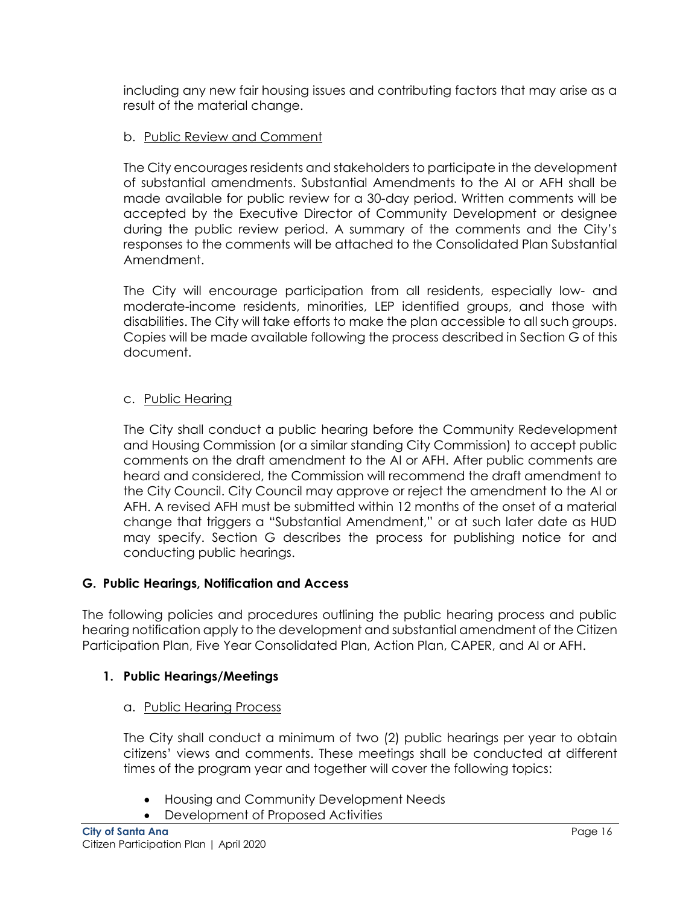including any new fair housing issues and contributing factors that may arise as a result of the material change.

b. Public Review and Comment

The City encourages residents and stakeholders to participate in the development of substantial amendments. Substantial Amendments to the AI or AFH shall be made available for public review for a 30-day period. Written comments will be accepted by the Executive Director of Community Development or designee during the public review period. A summary of the comments and the City's responses to the comments will be attached to the Consolidated Plan Substantial Amendment.

The City will encourage participation from all residents, especially low- and moderate-income residents, minorities, LEP identified groups, and those with disabilities. The City will take efforts to make the plan accessible to all such groups. Copies will be made available following the process described in Section G of this document.

c. Public Hearing

The City shall conduct a public hearing before the Community Redevelopment and Housing Commission (or a similar standing City Commission) to accept public comments on the draft amendment to the AI or AFH. After public comments are heard and considered, the Commission will recommend the draft amendment to the City Council. City Council may approve or reject the amendment to the AI or AFH. A revised AFH must be submitted within 12 months of the onset of a material change that triggers a "Substantial Amendment," or at such later date as HUD may specify. Section G describes the process for publishing notice for and conducting public hearings.

## G. Public Hearings, Notification and Access

The following policies and procedures outlining the public hearing process and public hearing notification apply to the development and substantial amendment of the Citizen Participation Plan, Five Year Consolidated Plan, Action Plan, CAPER, and AI or AFH.

### 1. Public Hearings/Meetings

a. Public Hearing Process

The City shall conduct a minimum of two (2) public hearings per year to obtain citizens' views and comments. These meetings shall be conducted at different times of the program year and together will cover the following topics:

- Housing and Community Development Needs
- Development of Proposed Activities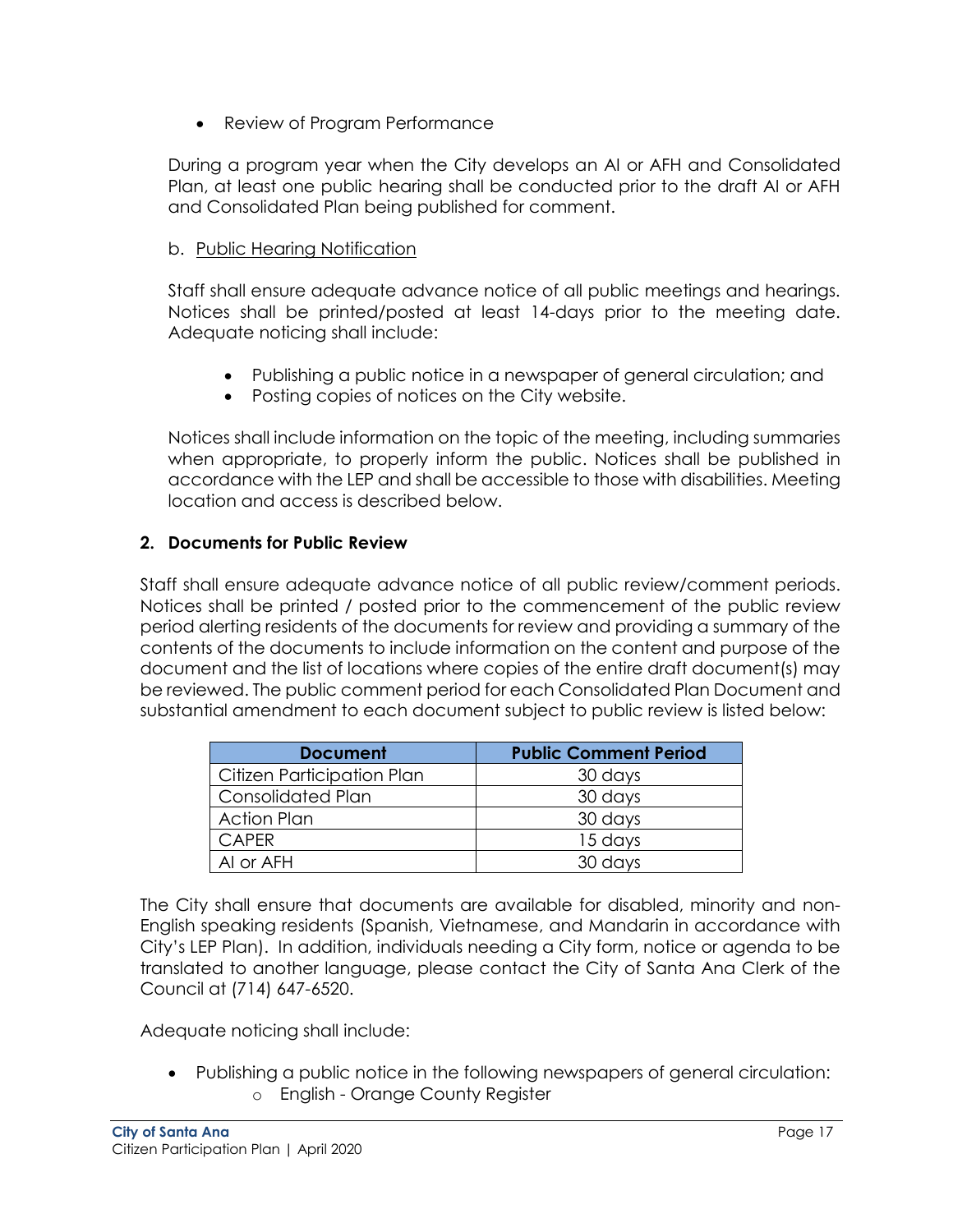- Review of Program Performance

During a program year when the City develops an AI or AFH and Consolidated Plan, at least one public hearing shall be conducted prior to the draft AI or AFH and Consolidated Plan being published for comment.

b. Public Hearing Notification

Staff shall ensure adequate advance notice of all public meetings and hearings. Notices shall be printed/posted at least 14-days prior to the meeting date. Adequate noticing shall include:

- Publishing a public notice in a newspaper of general circulation; and
- Posting copies of notices on the City website.

Notices shall include information on the topic of the meeting, including summaries when appropriate, to properly inform the public. Notices shall be published in accordance with the LEP and shall be accessible to those with disabilities. Meeting location and access is described below.

### 2. Documents for Public Review

Staff shall ensure adequate advance notice of all public review/comment periods. Notices shall be printed / posted prior to the commencement of the public review period alerting residents of the documents for review and providing a summary of the contents of the documents to include information on the content and purpose of the document and the list of locations where copies of the entire draft document(s) may be reviewed. The public comment period for each Consolidated Plan Document and substantial amendment to each document subject to public review is listed below:

| Document | Public Comment Period |
| --- | --- |
| Citizen Participation Plan | 30 days |
| Consolidated Plan | 30 days |
| Action Plan | 30 days |
| CAPER | 15 days |
| AI or AFH | 30 days |

The City shall ensure that documents are available for disabled, minority and non-English speaking residents (Spanish, Vietnamese, and Mandarin in accordance with City's LEP Plan). In addition, individuals needing a City form, notice or agenda to be translated to another language, please contact the City of Santa Ana Clerk of the Council at (714) 647-6520.

Adequate noticing shall include:

- Publishing a public notice in the following newspapers of general circulation:
    - English - Orange County Register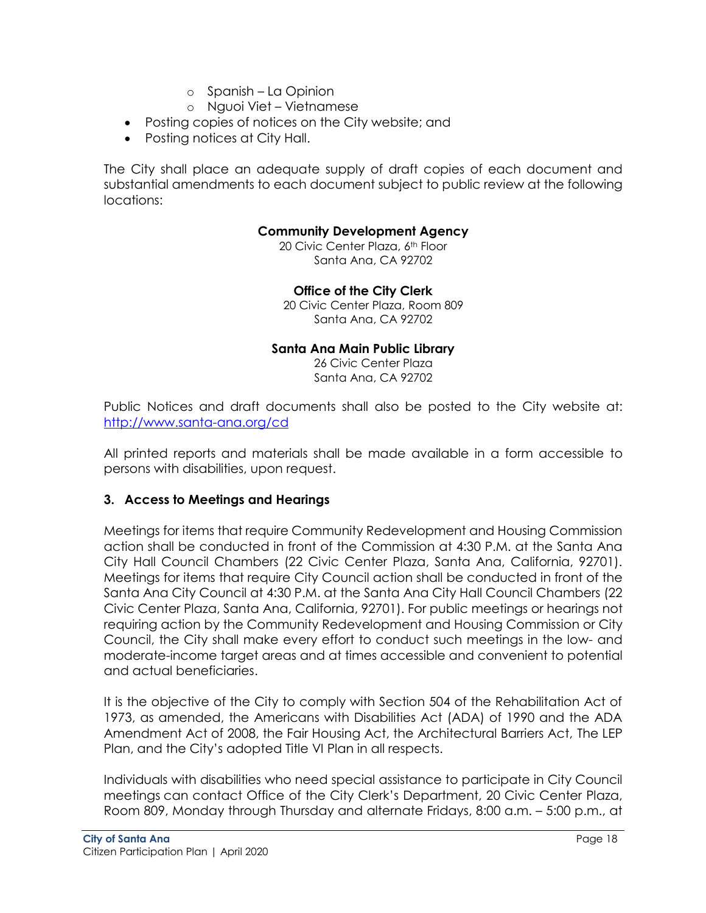- Spanish – La Opinion
    - Nguoi Viet – Vietnamese
- Posting copies of notices on the City website; and
- Posting notices at City Hall.

The City shall place an adequate supply of draft copies of each document and substantial amendments to each document subject to public review at the following locations:

**Community Development Agency**
20 Civic Center Plaza, 6th Floor
Santa Ana, CA 92702

**Office of the City Clerk**
20 Civic Center Plaza, Room 809
Santa Ana, CA 92702

**Santa Ana Main Public Library**
26 Civic Center Plaza
Santa Ana, CA 92702

Public Notices and draft documents shall also be posted to the City website at: http://www.santa-ana.org/cd

All printed reports and materials shall be made available in a form accessible to persons with disabilities, upon request.

### 3. Access to Meetings and Hearings

Meetings for items that require Community Redevelopment and Housing Commission action shall be conducted in front of the Commission at 4:30 P.M. at the Santa Ana City Hall Council Chambers (22 Civic Center Plaza, Santa Ana, California, 92701). Meetings for items that require City Council action shall be conducted in front of the Santa Ana City Council at 4:30 P.M. at the Santa Ana City Hall Council Chambers (22 Civic Center Plaza, Santa Ana, California, 92701). For public meetings or hearings not requiring action by the Community Redevelopment and Housing Commission or City Council, the City shall make every effort to conduct such meetings in the low- and moderate-income target areas and at times accessible and convenient to potential and actual beneficiaries.

It is the objective of the City to comply with Section 504 of the Rehabilitation Act of 1973, as amended, the Americans with Disabilities Act (ADA) of 1990 and the ADA Amendment Act of 2008, the Fair Housing Act, the Architectural Barriers Act, The LEP Plan, and the City's adopted Title VI Plan in all respects.

Individuals with disabilities who need special assistance to participate in City Council meetings can contact Office of the City Clerk's Department, 20 Civic Center Plaza, Room 809, Monday through Thursday and alternate Fridays, 8:00 a.m. – 5:00 p.m., at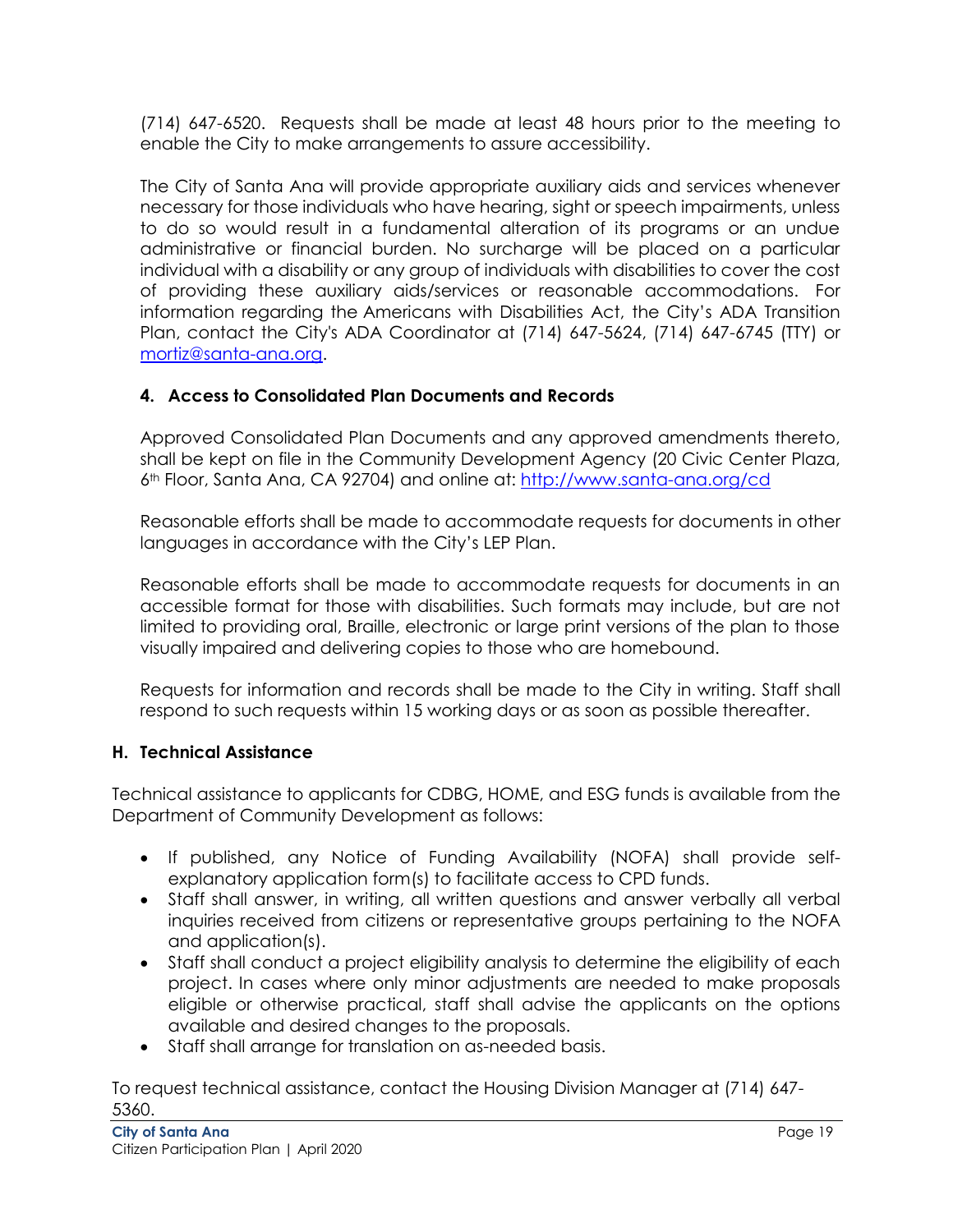(714) 647-6520. Requests shall be made at least 48 hours prior to the meeting to enable the City to make arrangements to assure accessibility.

The City of Santa Ana will provide appropriate auxiliary aids and services whenever necessary for those individuals who have hearing, sight or speech impairments, unless to do so would result in a fundamental alteration of its programs or an undue administrative or financial burden. No surcharge will be placed on a particular individual with a disability or any group of individuals with disabilities to cover the cost of providing these auxiliary aids/services or reasonable accommodations. For information regarding the Americans with Disabilities Act, the City's ADA Transition Plan, contact the City's ADA Coordinator at (714) 647-5624, (714) 647-6745 (TTY) or mortiz@santa-ana.org.

### 4. Access to Consolidated Plan Documents and Records

Approved Consolidated Plan Documents and any approved amendments thereto, shall be kept on file in the Community Development Agency (20 Civic Center Plaza, 6th Floor, Santa Ana, CA 92704) and online at: http://www.santa-ana.org/cd

Reasonable efforts shall be made to accommodate requests for documents in other languages in accordance with the City's LEP Plan.

Reasonable efforts shall be made to accommodate requests for documents in an accessible format for those with disabilities. Such formats may include, but are not limited to providing oral, Braille, electronic or large print versions of the plan to those visually impaired and delivering copies to those who are homebound.

Requests for information and records shall be made to the City in writing. Staff shall respond to such requests within 15 working days or as soon as possible thereafter.

## H. Technical Assistance

Technical assistance to applicants for CDBG, HOME, and ESG funds is available from the Department of Community Development as follows:

- If published, any Notice of Funding Availability (NOFA) shall provide self-explanatory application form(s) to facilitate access to CPD funds.
- Staff shall answer, in writing, all written questions and answer verbally all verbal inquiries received from citizens or representative groups pertaining to the NOFA and application(s).
- Staff shall conduct a project eligibility analysis to determine the eligibility of each project. In cases where only minor adjustments are needed to make proposals eligible or otherwise practical, staff shall advise the applicants on the options available and desired changes to the proposals.
- Staff shall arrange for translation on as-needed basis.

To request technical assistance, contact the Housing Division Manager at (714) 647-5360.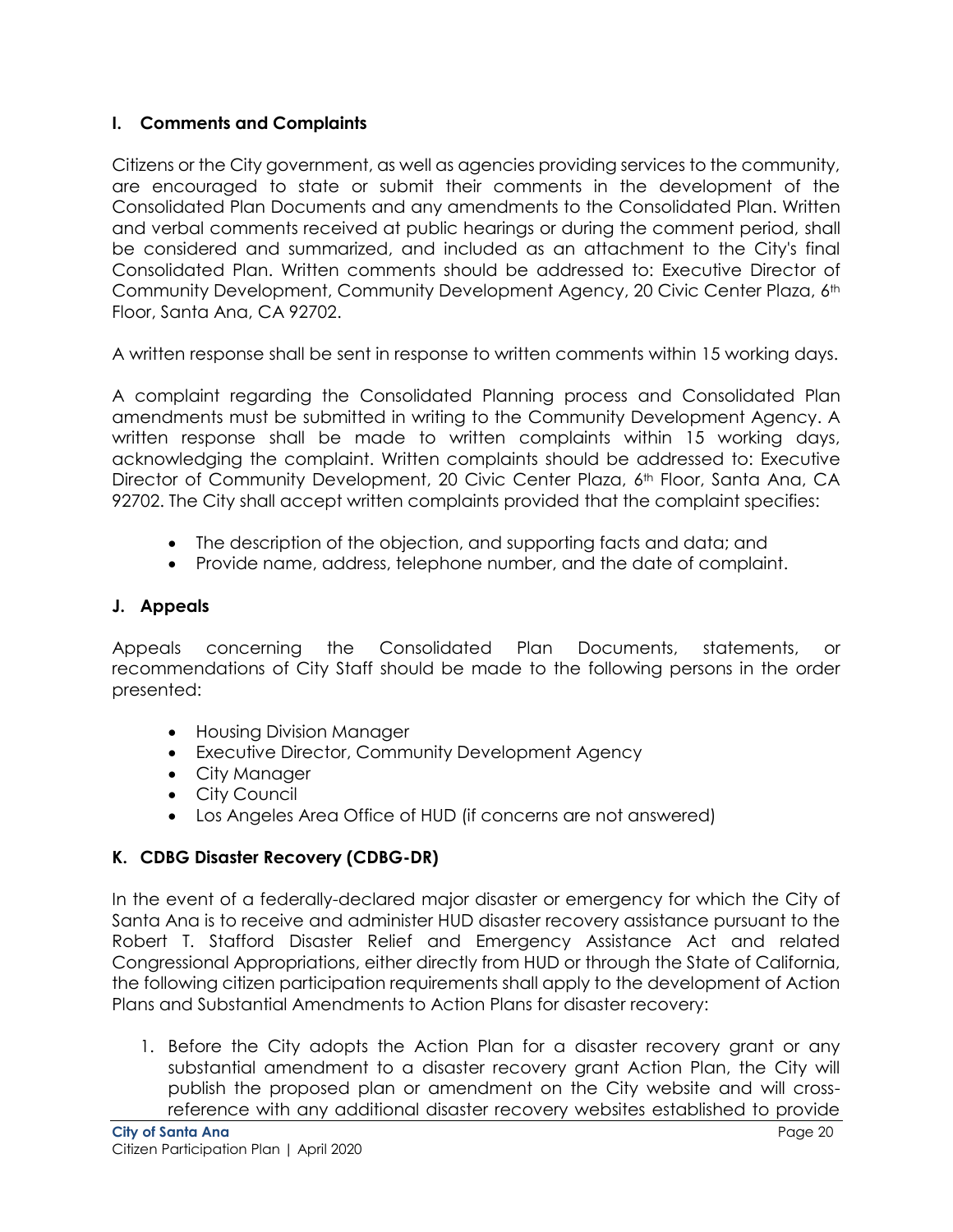## I. Comments and Complaints

Citizens or the City government, as well as agencies providing services to the community, are encouraged to state or submit their comments in the development of the Consolidated Plan Documents and any amendments to the Consolidated Plan. Written and verbal comments received at public hearings or during the comment period, shall be considered and summarized, and included as an attachment to the City's final Consolidated Plan. Written comments should be addressed to: Executive Director of Community Development, Community Development Agency, 20 Civic Center Plaza, 6th Floor, Santa Ana, CA 92702.

A written response shall be sent in response to written comments within 15 working days.

A complaint regarding the Consolidated Planning process and Consolidated Plan amendments must be submitted in writing to the Community Development Agency. A written response shall be made to written complaints within 15 working days, acknowledging the complaint. Written complaints should be addressed to: Executive Director of Community Development, 20 Civic Center Plaza, 6th Floor, Santa Ana, CA 92702. The City shall accept written complaints provided that the complaint specifies:

- The description of the objection, and supporting facts and data; and
- Provide name, address, telephone number, and the date of complaint.

## J. Appeals

Appeals concerning the Consolidated Plan Documents, statements, or recommendations of City Staff should be made to the following persons in the order presented:

- Housing Division Manager
- Executive Director, Community Development Agency
- City Manager
- City Council
- Los Angeles Area Office of HUD (if concerns are not answered)

## K. CDBG Disaster Recovery (CDBG-DR)

In the event of a federally-declared major disaster or emergency for which the City of Santa Ana is to receive and administer HUD disaster recovery assistance pursuant to the Robert T. Stafford Disaster Relief and Emergency Assistance Act and related Congressional Appropriations, either directly from HUD or through the State of California, the following citizen participation requirements shall apply to the development of Action Plans and Substantial Amendments to Action Plans for disaster recovery:

1. Before the City adopts the Action Plan for a disaster recovery grant or any substantial amendment to a disaster recovery grant Action Plan, the City will publish the proposed plan or amendment on the City website and will cross-reference with any additional disaster recovery websites established to provide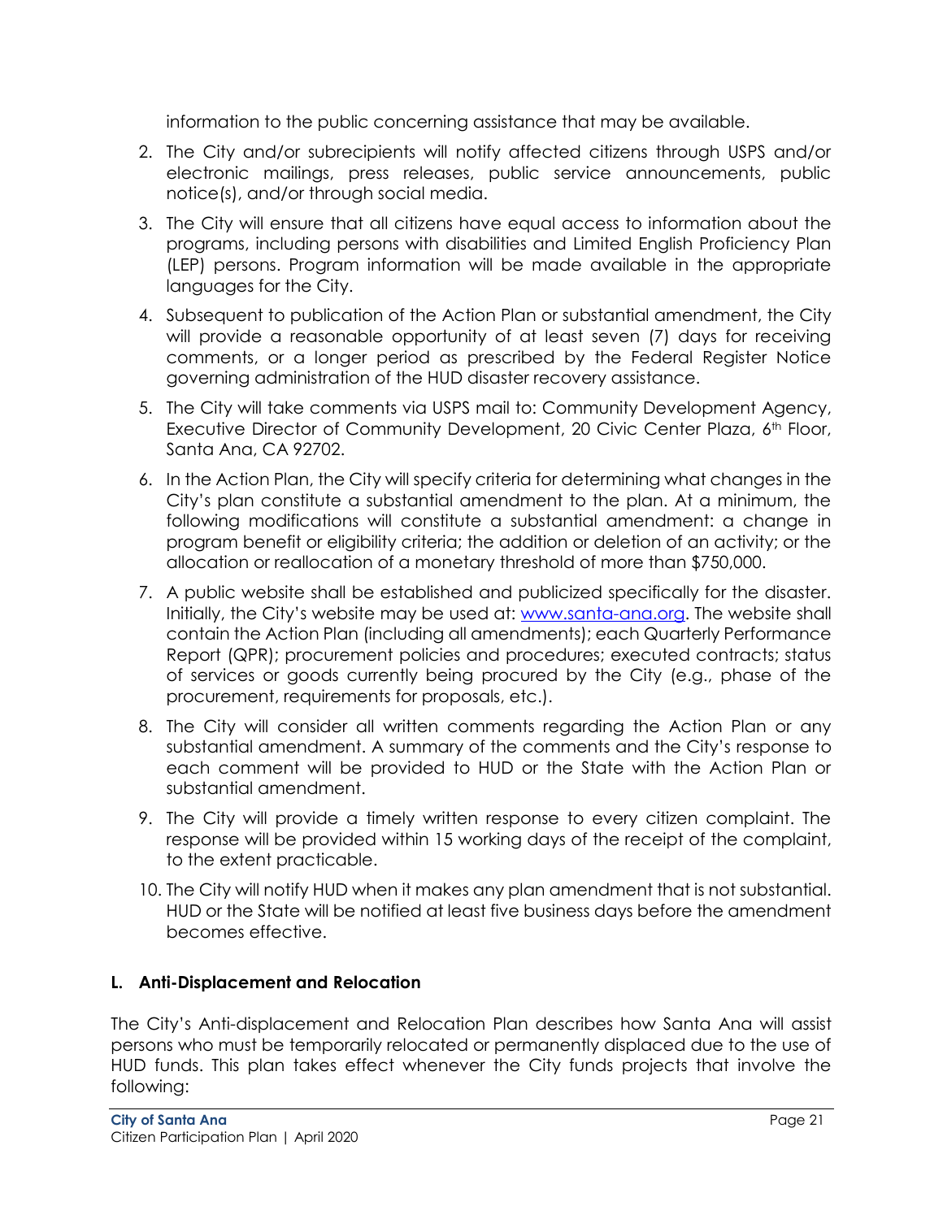information to the public concerning assistance that may be available.

2. The City and/or subrecipients will notify affected citizens through USPS and/or electronic mailings, press releases, public service announcements, public notice(s), and/or through social media.
3. The City will ensure that all citizens have equal access to information about the programs, including persons with disabilities and Limited English Proficiency Plan (LEP) persons. Program information will be made available in the appropriate languages for the City.
4. Subsequent to publication of the Action Plan or substantial amendment, the City will provide a reasonable opportunity of at least seven (7) days for receiving comments, or a longer period as prescribed by the Federal Register Notice governing administration of the HUD disaster recovery assistance.
5. The City will take comments via USPS mail to: Community Development Agency, Executive Director of Community Development, 20 Civic Center Plaza, 6th Floor, Santa Ana, CA 92702.
6. In the Action Plan, the City will specify criteria for determining what changes in the City's plan constitute a substantial amendment to the plan. At a minimum, the following modifications will constitute a substantial amendment: a change in program benefit or eligibility criteria; the addition or deletion of an activity; or the allocation or reallocation of a monetary threshold of more than $750,000.
7. A public website shall be established and publicized specifically for the disaster. Initially, the City's website may be used at: [www.santa-ana.org](http://www.santa-ana.org). The website shall contain the Action Plan (including all amendments); each Quarterly Performance Report (QPR); procurement policies and procedures; executed contracts; status of services or goods currently being procured by the City (e.g., phase of the procurement, requirements for proposals, etc.).
8. The City will consider all written comments regarding the Action Plan or any substantial amendment. A summary of the comments and the City's response to each comment will be provided to HUD or the State with the Action Plan or substantial amendment.
9. The City will provide a timely written response to every citizen complaint. The response will be provided within 15 working days of the receipt of the complaint, to the extent practicable.
10. The City will notify HUD when it makes any plan amendment that is not substantial. HUD or the State will be notified at least five business days before the amendment becomes effective.

### L. Anti-Displacement and Relocation

The City's Anti-displacement and Relocation Plan describes how Santa Ana will assist persons who must be temporarily relocated or permanently displaced due to the use of HUD funds. This plan takes effect whenever the City funds projects that involve the following: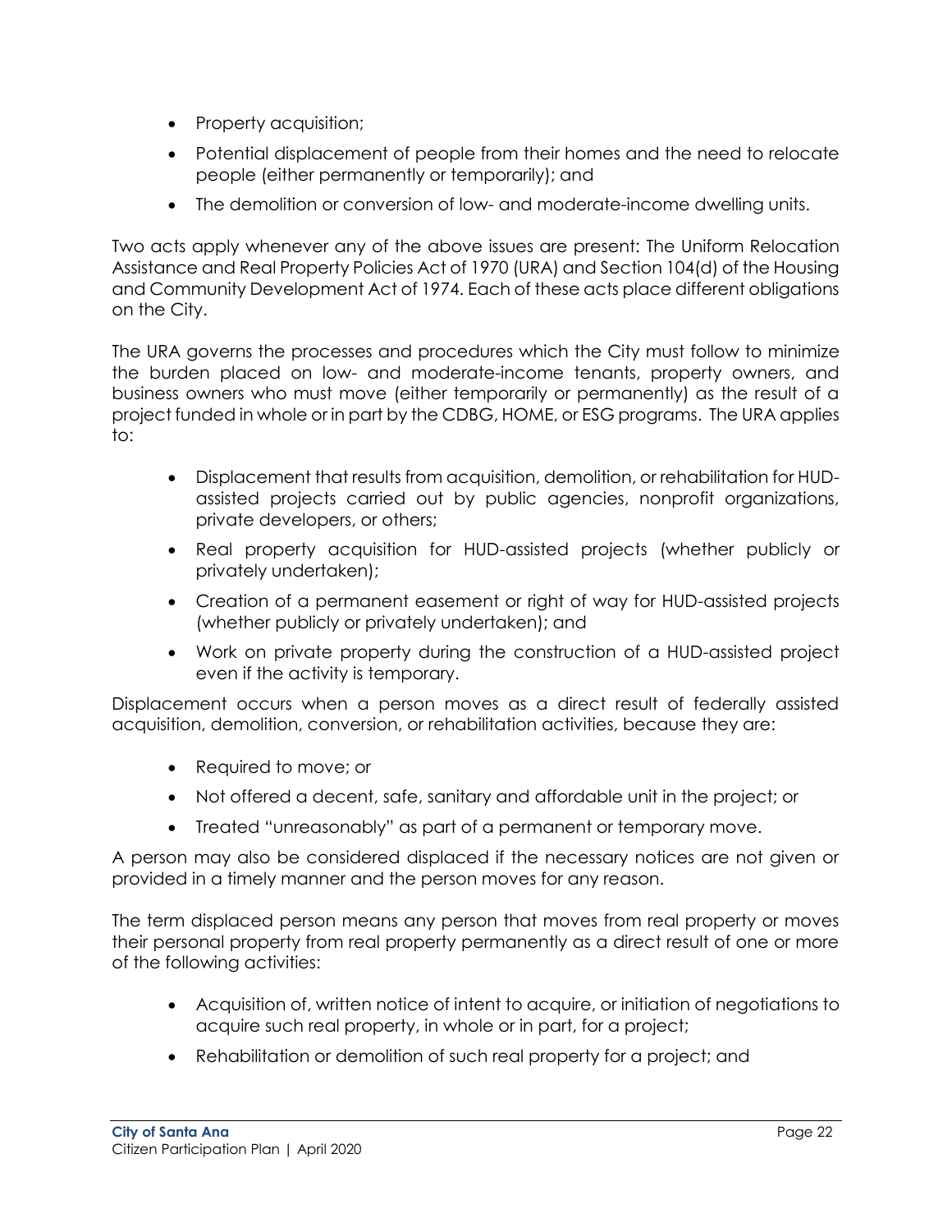- Property acquisition;
- Potential displacement of people from their homes and the need to relocate people (either permanently or temporarily); and
- The demolition or conversion of low- and moderate-income dwelling units.

Two acts apply whenever any of the above issues are present: The Uniform Relocation Assistance and Real Property Policies Act of 1970 (URA) and Section 104(d) of the Housing and Community Development Act of 1974. Each of these acts place different obligations on the City.

The URA governs the processes and procedures which the City must follow to minimize the burden placed on low- and moderate-income tenants, property owners, and business owners who must move (either temporarily or permanently) as the result of a project funded in whole or in part by the CDBG, HOME, or ESG programs. The URA applies to:

- Displacement that results from acquisition, demolition, or rehabilitation for HUD-assisted projects carried out by public agencies, nonprofit organizations, private developers, or others;
- Real property acquisition for HUD-assisted projects (whether publicly or privately undertaken);
- Creation of a permanent easement or right of way for HUD-assisted projects (whether publicly or privately undertaken); and
- Work on private property during the construction of a HUD-assisted project even if the activity is temporary.

Displacement occurs when a person moves as a direct result of federally assisted acquisition, demolition, conversion, or rehabilitation activities, because they are:

- Required to move; or
- Not offered a decent, safe, sanitary and affordable unit in the project; or
- Treated "unreasonably" as part of a permanent or temporary move.

A person may also be considered displaced if the necessary notices are not given or provided in a timely manner and the person moves for any reason.

The term displaced person means any person that moves from real property or moves their personal property from real property permanently as a direct result of one or more of the following activities:

- Acquisition of, written notice of intent to acquire, or initiation of negotiations to acquire such real property, in whole or in part, for a project;
- Rehabilitation or demolition of such real property for a project; and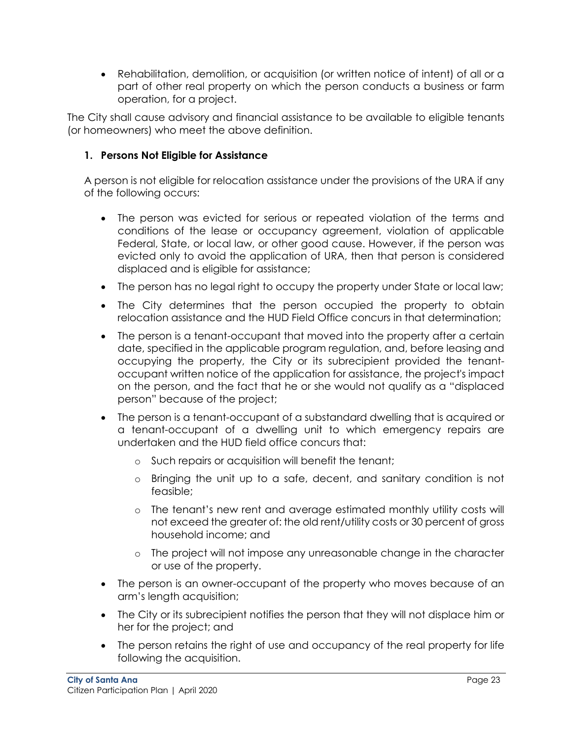- Rehabilitation, demolition, or acquisition (or written notice of intent) of all or a part of other real property on which the person conducts a business or farm operation, for a project.

The City shall cause advisory and financial assistance to be available to eligible tenants (or homeowners) who meet the above definition.

### 1. Persons Not Eligible for Assistance

A person is not eligible for relocation assistance under the provisions of the URA if any of the following occurs:

- The person was evicted for serious or repeated violation of the terms and conditions of the lease or occupancy agreement, violation of applicable Federal, State, or local law, or other good cause. However, if the person was evicted only to avoid the application of URA, then that person is considered displaced and is eligible for assistance;
- The person has no legal right to occupy the property under State or local law;
- The City determines that the person occupied the property to obtain relocation assistance and the HUD Field Office concurs in that determination;
- The person is a tenant-occupant that moved into the property after a certain date, specified in the applicable program regulation, and, before leasing and occupying the property, the City or its subrecipient provided the tenant-occupant written notice of the application for assistance, the project's impact on the person, and the fact that he or she would not qualify as a "displaced person" because of the project;
- The person is a tenant-occupant of a substandard dwelling that is acquired or a tenant-occupant of a dwelling unit to which emergency repairs are undertaken and the HUD field office concurs that:
  - Such repairs or acquisition will benefit the tenant;
  - Bringing the unit up to a safe, decent, and sanitary condition is not feasible;
  - The tenant's new rent and average estimated monthly utility costs will not exceed the greater of: the old rent/utility costs or 30 percent of gross household income; and
  - The project will not impose any unreasonable change in the character or use of the property.
- The person is an owner-occupant of the property who moves because of an arm's length acquisition;
- The City or its subrecipient notifies the person that they will not displace him or her for the project; and
- The person retains the right of use and occupancy of the real property for life following the acquisition.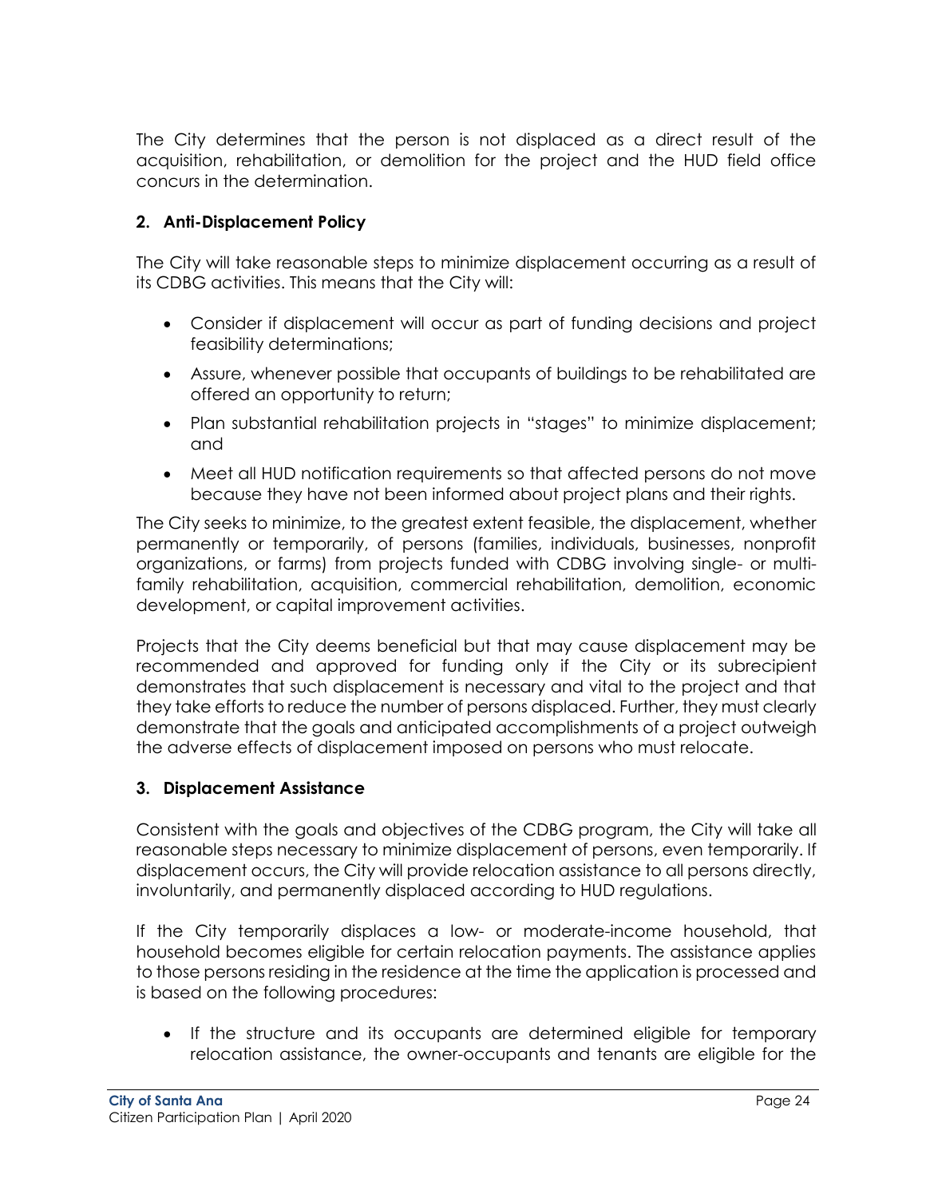The City determines that the person is not displaced as a direct result of the acquisition, rehabilitation, or demolition for the project and the HUD field office concurs in the determination.

### 2. Anti-Displacement Policy

The City will take reasonable steps to minimize displacement occurring as a result of its CDBG activities. This means that the City will:

- Consider if displacement will occur as part of funding decisions and project feasibility determinations;
- Assure, whenever possible that occupants of buildings to be rehabilitated are offered an opportunity to return;
- Plan substantial rehabilitation projects in "stages" to minimize displacement; and
- Meet all HUD notification requirements so that affected persons do not move because they have not been informed about project plans and their rights.

The City seeks to minimize, to the greatest extent feasible, the displacement, whether permanently or temporarily, of persons (families, individuals, businesses, nonprofit organizations, or farms) from projects funded with CDBG involving single- or multi-family rehabilitation, acquisition, commercial rehabilitation, demolition, economic development, or capital improvement activities.

Projects that the City deems beneficial but that may cause displacement may be recommended and approved for funding only if the City or its subrecipient demonstrates that such displacement is necessary and vital to the project and that they take efforts to reduce the number of persons displaced. Further, they must clearly demonstrate that the goals and anticipated accomplishments of a project outweigh the adverse effects of displacement imposed on persons who must relocate.

### 3. Displacement Assistance

Consistent with the goals and objectives of the CDBG program, the City will take all reasonable steps necessary to minimize displacement of persons, even temporarily. If displacement occurs, the City will provide relocation assistance to all persons directly, involuntarily, and permanently displaced according to HUD regulations.

If the City temporarily displaces a low- or moderate-income household, that household becomes eligible for certain relocation payments. The assistance applies to those persons residing in the residence at the time the application is processed and is based on the following procedures:

- If the structure and its occupants are determined eligible for temporary relocation assistance, the owner-occupants and tenants are eligible for the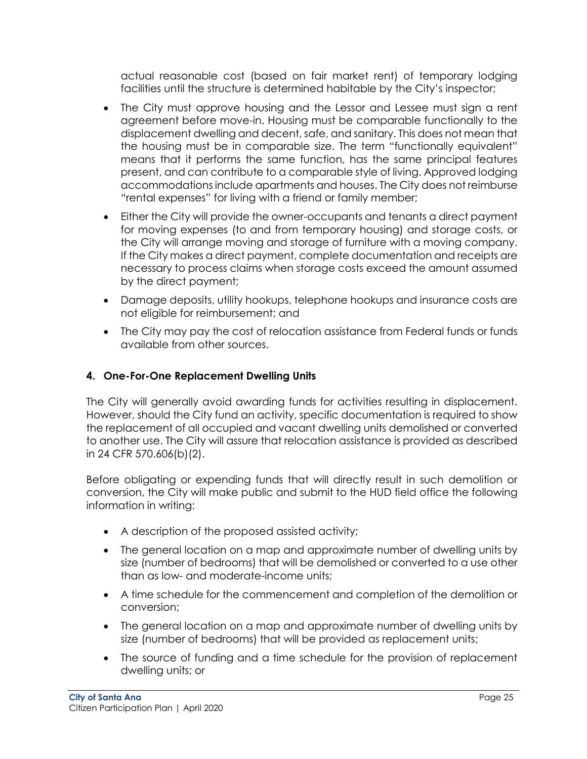actual reasonable cost (based on fair market rent) of temporary lodging facilities until the structure is determined habitable by the City's inspector;

- The City must approve housing and the Lessor and Lessee must sign a rent agreement before move-in. Housing must be comparable functionally to the displacement dwelling and decent, safe, and sanitary. This does not mean that the housing must be in comparable size. The term "functionally equivalent" means that it performs the same function, has the same principal features present, and can contribute to a comparable style of living. Approved lodging accommodations include apartments and houses. The City does not reimburse "rental expenses" for living with a friend or family member;
- Either the City will provide the owner-occupants and tenants a direct payment for moving expenses (to and from temporary housing) and storage costs, or the City will arrange moving and storage of furniture with a moving company. If the City makes a direct payment, complete documentation and receipts are necessary to process claims when storage costs exceed the amount assumed by the direct payment;
- Damage deposits, utility hookups, telephone hookups and insurance costs are not eligible for reimbursement; and
- The City may pay the cost of relocation assistance from Federal funds or funds available from other sources.

### 4. One-For-One Replacement Dwelling Units

The City will generally avoid awarding funds for activities resulting in displacement. However, should the City fund an activity, specific documentation is required to show the replacement of all occupied and vacant dwelling units demolished or converted to another use. The City will assure that relocation assistance is provided as described in 24 CFR 570.606(b)(2).

Before obligating or expending funds that will directly result in such demolition or conversion, the City will make public and submit to the HUD field office the following information in writing:

- A description of the proposed assisted activity;
- The general location on a map and approximate number of dwelling units by size (number of bedrooms) that will be demolished or converted to a use other than as low- and moderate-income units;
- A time schedule for the commencement and completion of the demolition or conversion;
- The general location on a map and approximate number of dwelling units by size (number of bedrooms) that will be provided as replacement units;
- The source of funding and a time schedule for the provision of replacement dwelling units; or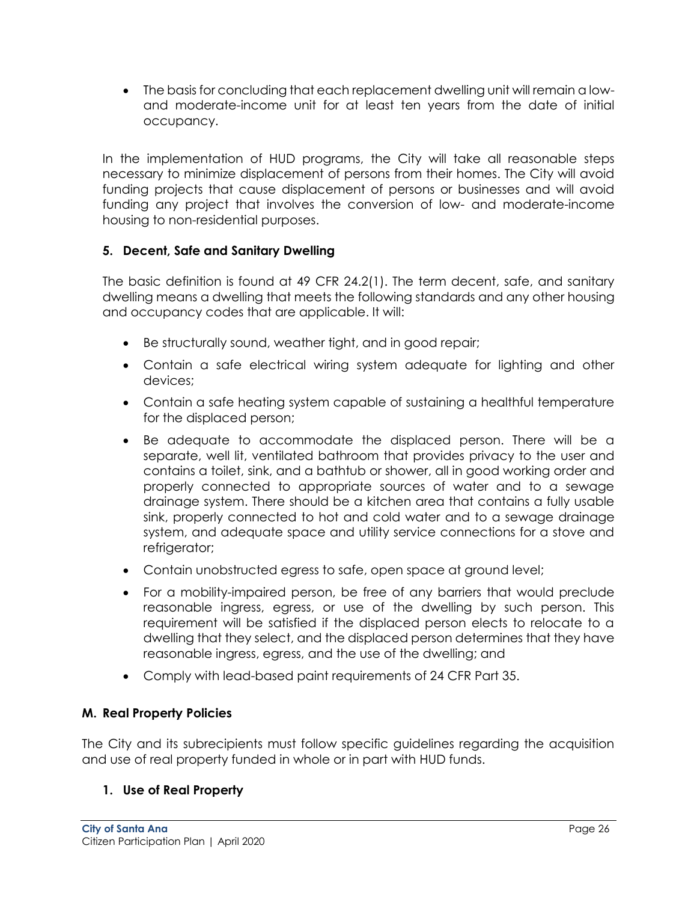- The basis for concluding that each replacement dwelling unit will remain a low- and moderate-income unit for at least ten years from the date of initial occupancy.

In the implementation of HUD programs, the City will take all reasonable steps necessary to minimize displacement of persons from their homes. The City will avoid funding projects that cause displacement of persons or businesses and will avoid funding any project that involves the conversion of low- and moderate-income housing to non-residential purposes.

### 5. Decent, Safe and Sanitary Dwelling

The basic definition is found at 49 CFR 24.2(1). The term decent, safe, and sanitary dwelling means a dwelling that meets the following standards and any other housing and occupancy codes that are applicable. It will:

- Be structurally sound, weather tight, and in good repair;
- Contain a safe electrical wiring system adequate for lighting and other devices;
- Contain a safe heating system capable of sustaining a healthful temperature for the displaced person;
- Be adequate to accommodate the displaced person. There will be a separate, well lit, ventilated bathroom that provides privacy to the user and contains a toilet, sink, and a bathtub or shower, all in good working order and properly connected to appropriate sources of water and to a sewage drainage system. There should be a kitchen area that contains a fully usable sink, properly connected to hot and cold water and to a sewage drainage system, and adequate space and utility service connections for a stove and refrigerator;
- Contain unobstructed egress to safe, open space at ground level;
- For a mobility-impaired person, be free of any barriers that would preclude reasonable ingress, egress, or use of the dwelling by such person. This requirement will be satisfied if the displaced person elects to relocate to a dwelling that they select, and the displaced person determines that they have reasonable ingress, egress, and the use of the dwelling; and
- Comply with lead-based paint requirements of 24 CFR Part 35.

## M. Real Property Policies

The City and its subrecipients must follow specific guidelines regarding the acquisition and use of real property funded in whole or in part with HUD funds.

### 1. Use of Real Property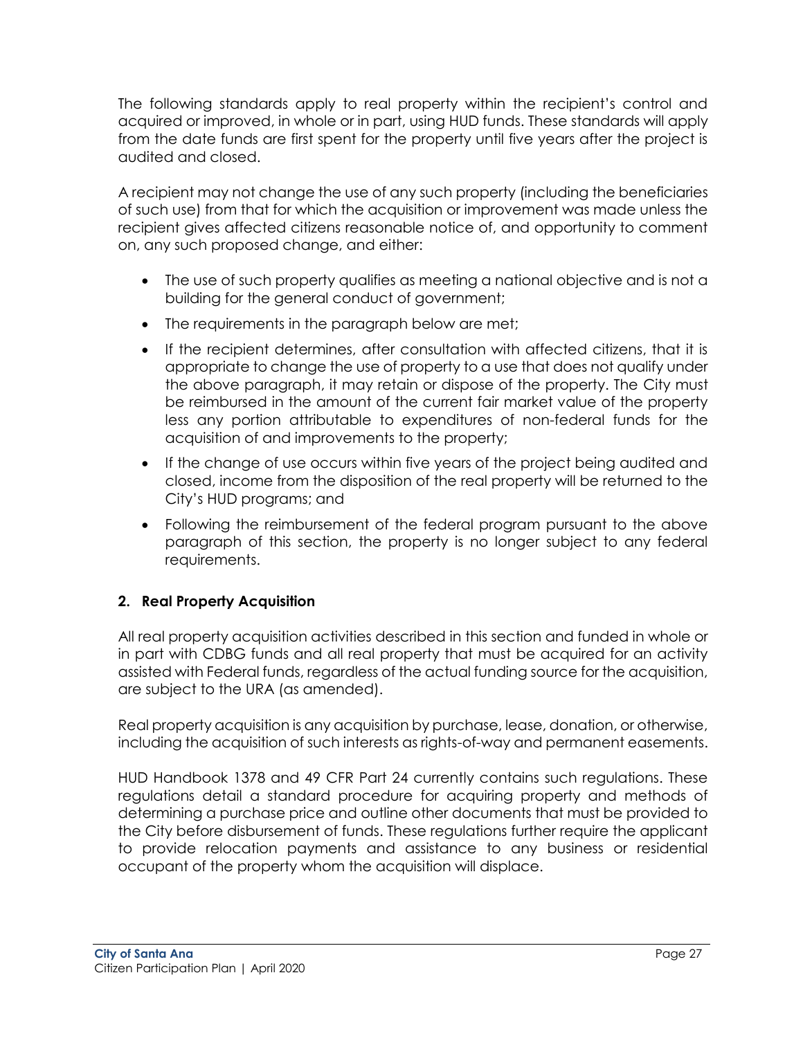The following standards apply to real property within the recipient's control and acquired or improved, in whole or in part, using HUD funds. These standards will apply from the date funds are first spent for the property until five years after the project is audited and closed.

A recipient may not change the use of any such property (including the beneficiaries of such use) from that for which the acquisition or improvement was made unless the recipient gives affected citizens reasonable notice of, and opportunity to comment on, any such proposed change, and either:

- The use of such property qualifies as meeting a national objective and is not a building for the general conduct of government;
- The requirements in the paragraph below are met;
- If the recipient determines, after consultation with affected citizens, that it is appropriate to change the use of property to a use that does not qualify under the above paragraph, it may retain or dispose of the property. The City must be reimbursed in the amount of the current fair market value of the property less any portion attributable to expenditures of non-federal funds for the acquisition of and improvements to the property;
- If the change of use occurs within five years of the project being audited and closed, income from the disposition of the real property will be returned to the City's HUD programs; and
- Following the reimbursement of the federal program pursuant to the above paragraph of this section, the property is no longer subject to any federal requirements.

### 2. Real Property Acquisition

All real property acquisition activities described in this section and funded in whole or in part with CDBG funds and all real property that must be acquired for an activity assisted with Federal funds, regardless of the actual funding source for the acquisition, are subject to the URA (as amended).

Real property acquisition is any acquisition by purchase, lease, donation, or otherwise, including the acquisition of such interests as rights-of-way and permanent easements.

HUD Handbook 1378 and 49 CFR Part 24 currently contains such regulations. These regulations detail a standard procedure for acquiring property and methods of determining a purchase price and outline other documents that must be provided to the City before disbursement of funds. These regulations further require the applicant to provide relocation payments and assistance to any business or residential occupant of the property whom the acquisition will displace.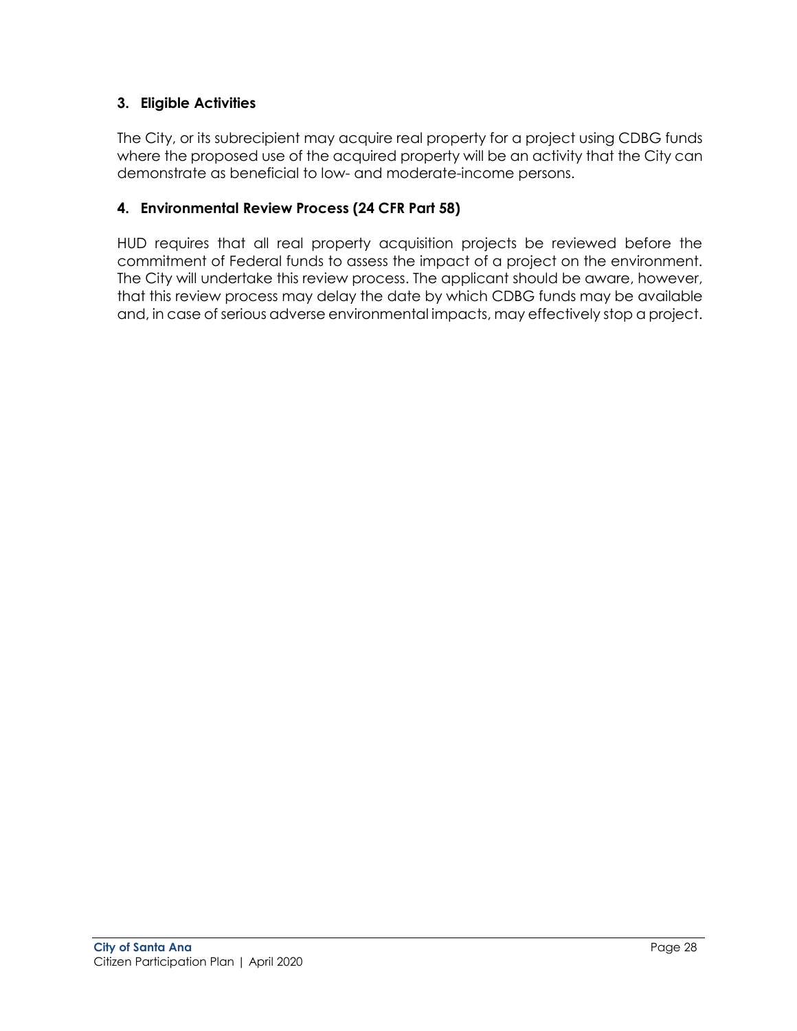### 3. Eligible Activities

The City, or its subrecipient may acquire real property for a project using CDBG funds where the proposed use of the acquired property will be an activity that the City can demonstrate as beneficial to low- and moderate-income persons.

### 4. Environmental Review Process (24 CFR Part 58)

HUD requires that all real property acquisition projects be reviewed before the commitment of Federal funds to assess the impact of a project on the environment. The City will undertake this review process. The applicant should be aware, however, that this review process may delay the date by which CDBG funds may be available and, in case of serious adverse environmental impacts, may effectively stop a project.